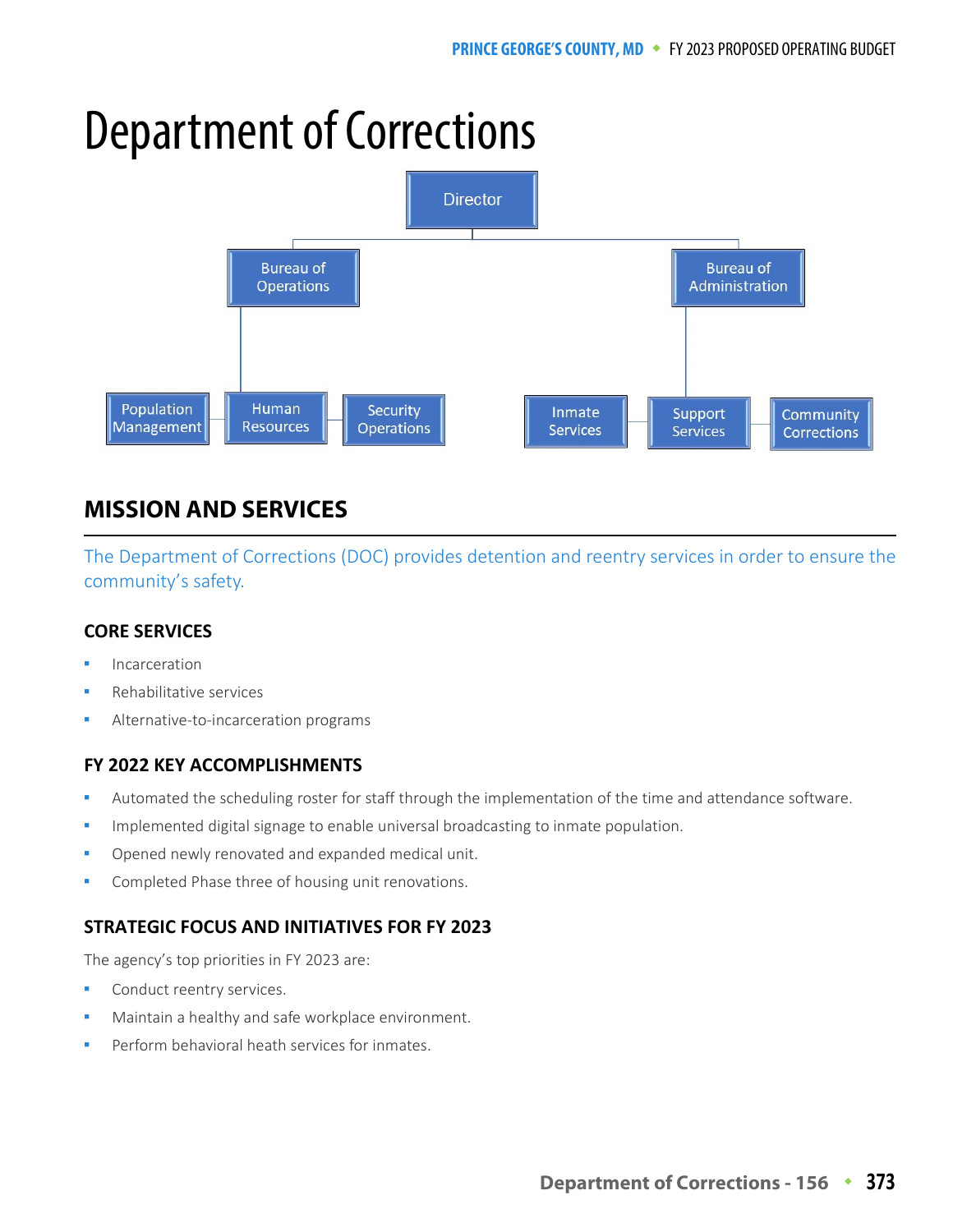# Department of Corrections

- Director
  - Bureau of Operations
    - Population Management
    - Human Resources
    - Security Operations
  - Bureau of Administration
    - Inmate Services
    - Support Services
    - Community Corrections

## MISSION AND SERVICES

The Department of Corrections (DOC) provides detention and reentry services in order to ensure the community's safety.

### CORE SERVICES

- Incarceration
- Rehabilitative services
- Alternative-to-incarceration programs

### FY 2022 KEY ACCOMPLISHMENTS

- Automated the scheduling roster for staff through the implementation of the time and attendance software.
- Implemented digital signage to enable universal broadcasting to inmate population.
- Opened newly renovated and expanded medical unit.
- Completed Phase three of housing unit renovations.

### STRATEGIC FOCUS AND INITIATIVES FOR FY 2023

The agency's top priorities in FY 2023 are:

- Conduct reentry services.
- Maintain a healthy and safe workplace environment.
- Perform behavioral heath services for inmates.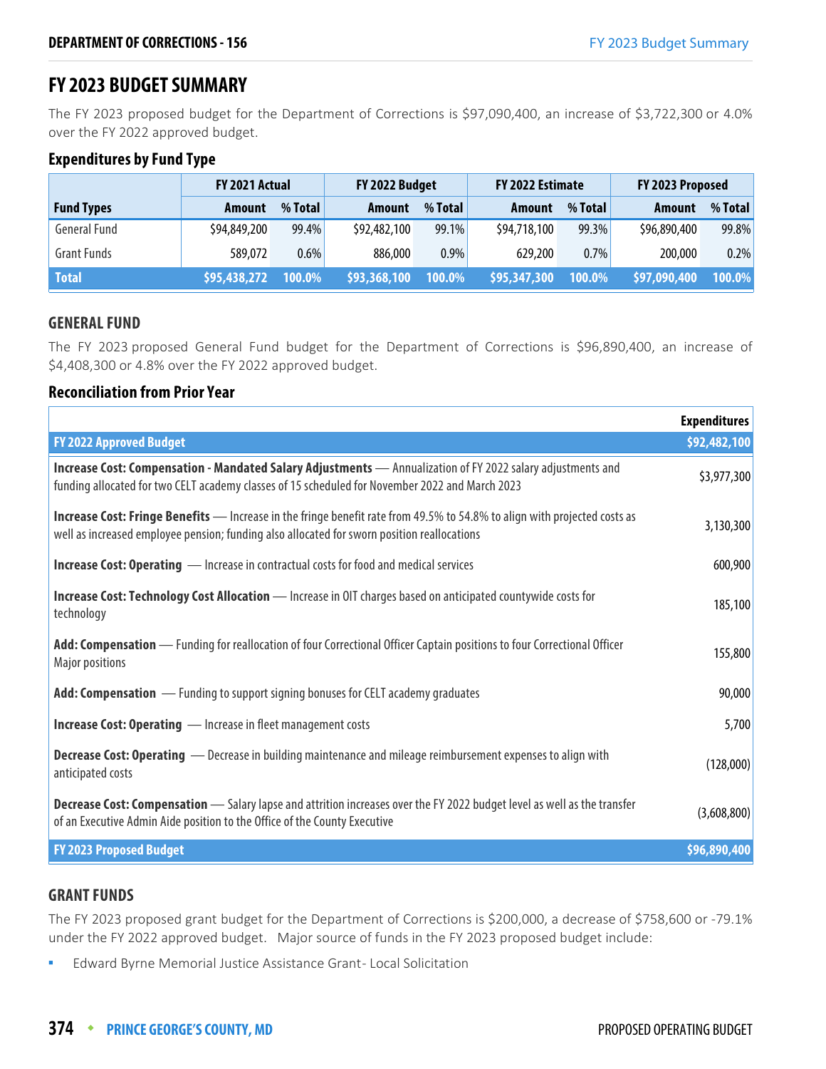# FY 2023 BUDGET SUMMARY

The FY 2023 proposed budget for the Department of Corrections is $97,090,400, an increase of $3,722,300 or 4.0% over the FY 2022 approved budget.

### Expenditures by Fund Type

| | FY 2021 Actual | | FY 2022 Budget | | FY 2022 Estimate | | FY 2023 Proposed | |
|---|---|---|---|---|---|---|---|---|
| **Fund Types** | **Amount** | **% Total** | **Amount** | **% Total** | **Amount** | **% Total** | **Amount** | **% Total** |
| General Fund | $94,849,200 | 99.4% | $92,482,100 | 99.1% | $94,718,100 | 99.3% | $96,890,400 | 99.8% |
| Grant Funds | 589,072 | 0.6% | 886,000 | 0.9% | 629,200 | 0.7% | 200,000 | 0.2% |
| **Total** | **$95,438,272** | **100.0%** | **$93,368,100** | **100.0%** | **$95,347,300** | **100.0%** | **$97,090,400** | **100.0%** |

## GENERAL FUND

The FY 2023 proposed General Fund budget for the Department of Corrections is $96,890,400, an increase of $4,408,300 or 4.8% over the FY 2022 approved budget.

### Reconciliation from Prior Year

| | Expenditures |
|---|---|
| **FY 2022 Approved Budget** | **$92,482,100** |
| **Increase Cost: Compensation - Mandated Salary Adjustments** — Annualization of FY 2022 salary adjustments and funding allocated for two CELT academy classes of 15 scheduled for November 2022 and March 2023 | $3,977,300 |
| **Increase Cost: Fringe Benefits** — Increase in the fringe benefit rate from 49.5% to 54.8% to align with projected costs as well as increased employee pension; funding also allocated for sworn position reallocations | 3,130,300 |
| **Increase Cost: Operating** — Increase in contractual costs for food and medical services | 600,900 |
| **Increase Cost: Technology Cost Allocation** — Increase in OIT charges based on anticipated countywide costs for technology | 185,100 |
| **Add: Compensation** — Funding for reallocation of four Correctional Officer Captain positions to four Correctional Officer Major positions | 155,800 |
| **Add: Compensation** — Funding to support signing bonuses for CELT academy graduates | 90,000 |
| **Increase Cost: Operating** — Increase in fleet management costs | 5,700 |
| **Decrease Cost: Operating** — Decrease in building maintenance and mileage reimbursement expenses to align with anticipated costs | (128,000) |
| **Decrease Cost: Compensation** — Salary lapse and attrition increases over the FY 2022 budget level as well as the transfer of an Executive Admin Aide position to the Office of the County Executive | (3,608,800) |
| **FY 2023 Proposed Budget** | **$96,890,400** |

## GRANT FUNDS

The FY 2023 proposed grant budget for the Department of Corrections is $200,000, a decrease of $758,600 or -79.1% under the FY 2022 approved budget. Major source of funds in the FY 2023 proposed budget include:

- Edward Byrne Memorial Justice Assistance Grant- Local Solicitation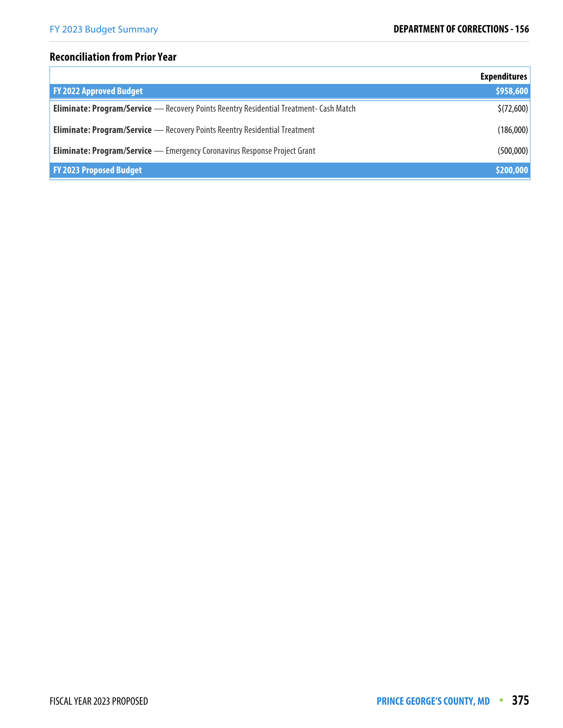## Reconciliation from Prior Year

| | Expenditures |
|---|---|
| **FY 2022 Approved Budget** | **$958,600** |
| **Eliminate: Program/Service** — Recovery Points Reentry Residential Treatment- Cash Match | $(72,600) |
| **Eliminate: Program/Service** — Recovery Points Reentry Residential Treatment | (186,000) |
| **Eliminate: Program/Service** — Emergency Coronavirus Response Project Grant | (500,000) |
| **FY 2023 Proposed Budget** | **$200,000** |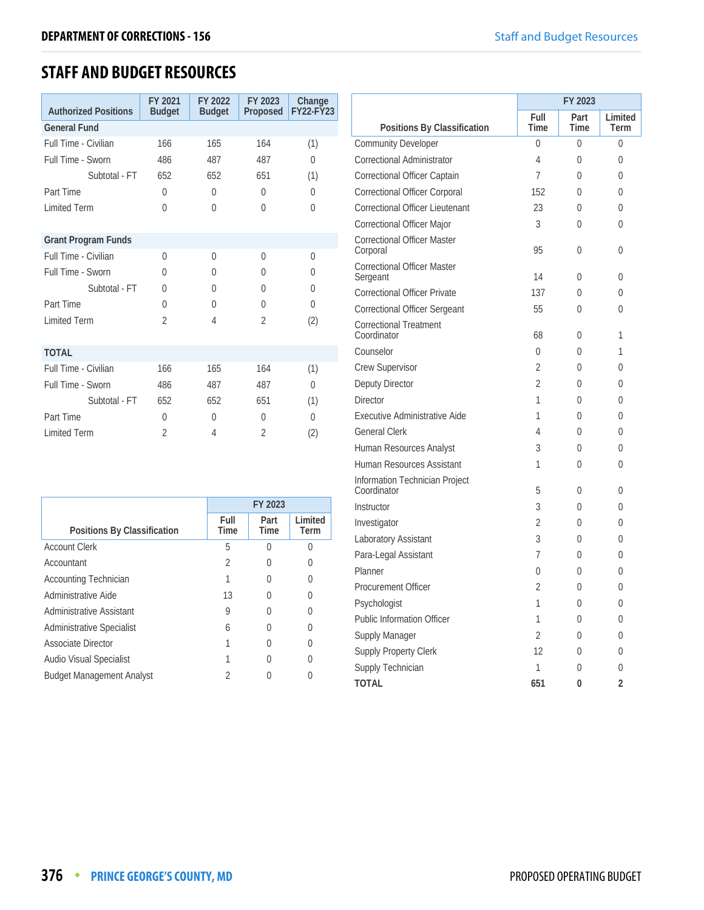## STAFF AND BUDGET RESOURCES

| Authorized Positions | FY 2021 Budget | FY 2022 Budget | FY 2023 Proposed | Change FY22-FY23 |
|---|---|---|---|---|
| **General Fund** | | | | |
| Full Time - Civilian | 166 | 165 | 164 | (1) |
| Full Time - Sworn | 486 | 487 | 487 | 0 |
| Subtotal - FT | 652 | 652 | 651 | (1) |
| Part Time | 0 | 0 | 0 | 0 |
| Limited Term | 0 | 0 | 0 | 0 |
| **Grant Program Funds** | | | | |
| Full Time - Civilian | 0 | 0 | 0 | 0 |
| Full Time - Sworn | 0 | 0 | 0 | 0 |
| Subtotal - FT | 0 | 0 | 0 | 0 |
| Part Time | 0 | 0 | 0 | 0 |
| Limited Term | 2 | 4 | 2 | (2) |
| **TOTAL** | | | | |
| Full Time - Civilian | 166 | 165 | 164 | (1) |
| Full Time - Sworn | 486 | 487 | 487 | 0 |
| Subtotal - FT | 652 | 652 | 651 | (1) |
| Part Time | 0 | 0 | 0 | 0 |
| Limited Term | 2 | 4 | 2 | (2) |

| Positions By Classification | FY 2023 | | |
|---|---|---|---|
| | Full Time | Part Time | Limited Term |
| Account Clerk | 5 | 0 | 0 |
| Accountant | 2 | 0 | 0 |
| Accounting Technician | 1 | 0 | 0 |
| Administrative Aide | 13 | 0 | 0 |
| Administrative Assistant | 9 | 0 | 0 |
| Administrative Specialist | 6 | 0 | 0 |
| Associate Director | 1 | 0 | 0 |
| Audio Visual Specialist | 1 | 0 | 0 |
| Budget Management Analyst | 2 | 0 | 0 |
| Community Developer | 0 | 0 | 0 |
| Correctional Administrator | 4 | 0 | 0 |
| Correctional Officer Captain | 7 | 0 | 0 |
| Correctional Officer Corporal | 152 | 0 | 0 |
| Correctional Officer Lieutenant | 23 | 0 | 0 |
| Correctional Officer Major | 3 | 0 | 0 |
| Correctional Officer Master Corporal | 95 | 0 | 0 |
| Correctional Officer Master Sergeant | 14 | 0 | 0 |
| Correctional Officer Private | 137 | 0 | 0 |
| Correctional Officer Sergeant | 55 | 0 | 0 |
| Correctional Treatment Coordinator | 68 | 0 | 1 |
| Counselor | 0 | 0 | 1 |
| Crew Supervisor | 2 | 0 | 0 |
| Deputy Director | 2 | 0 | 0 |
| Director | 1 | 0 | 0 |
| Executive Administrative Aide | 1 | 0 | 0 |
| General Clerk | 4 | 0 | 0 |
| Human Resources Analyst | 3 | 0 | 0 |
| Human Resources Assistant | 1 | 0 | 0 |
| Information Technician Project Coordinator | 5 | 0 | 0 |
| Instructor | 3 | 0 | 0 |
| Investigator | 2 | 0 | 0 |
| Laboratory Assistant | 3 | 0 | 0 |
| Para-Legal Assistant | 7 | 0 | 0 |
| Planner | 0 | 0 | 0 |
| Procurement Officer | 2 | 0 | 0 |
| Psychologist | 1 | 0 | 0 |
| Public Information Officer | 1 | 0 | 0 |
| Supply Manager | 2 | 0 | 0 |
| Supply Property Clerk | 12 | 0 | 0 |
| Supply Technician | 1 | 0 | 0 |
| **TOTAL** | **651** | **0** | **2** |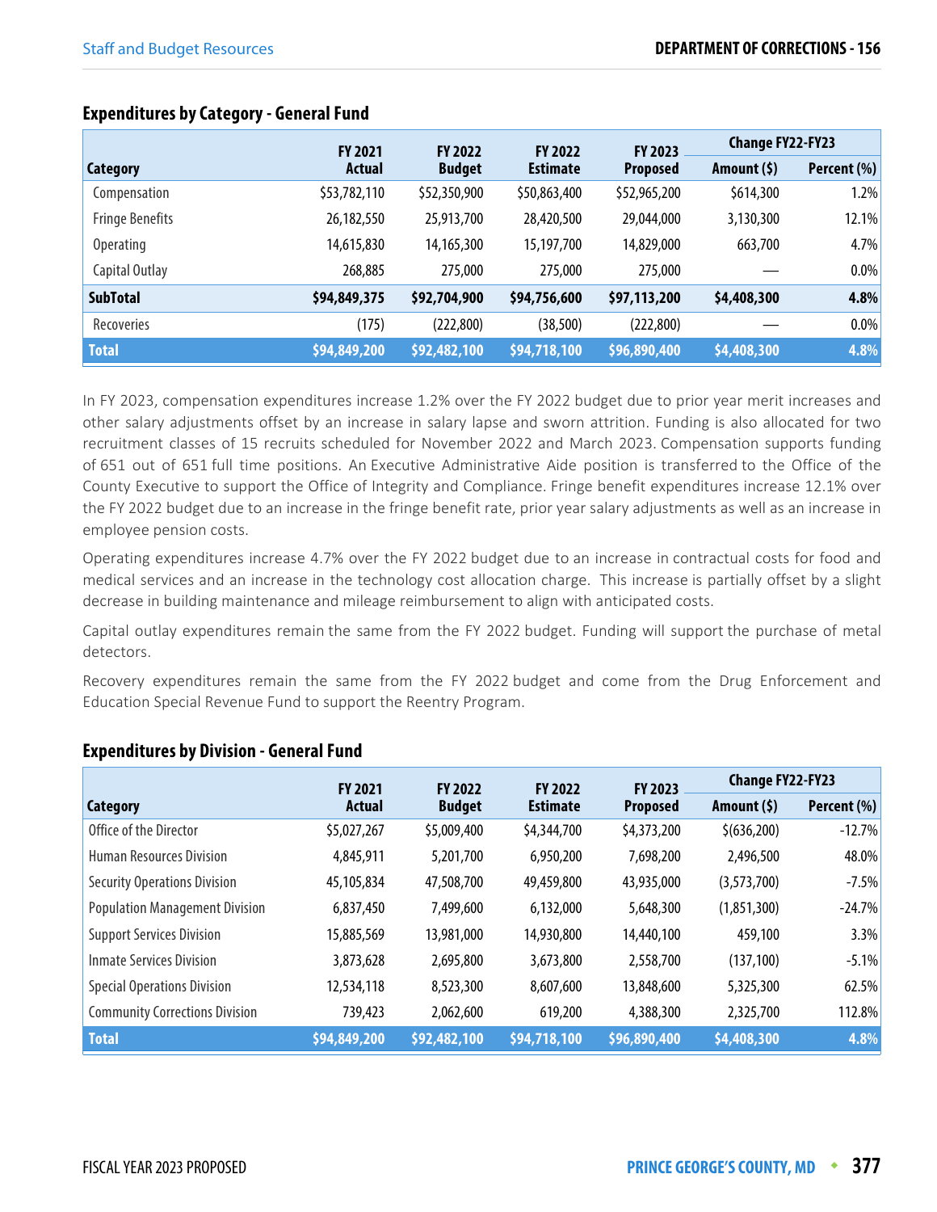## Expenditures by Category - General Fund

| Category | FY 2021 Actual | FY 2022 Budget | FY 2022 Estimate | FY 2023 Proposed | Change FY22-FY23 | |
|---|---|---|---|---|---|---|
| | | | | | Amount ($) | Percent (%) |
| Compensation | $53,782,110 | $52,350,900 | $50,863,400 | $52,965,200 | $614,300 | 1.2% |
| Fringe Benefits | 26,182,550 | 25,913,700 | 28,420,500 | 29,044,000 | 3,130,300 | 12.1% |
| Operating | 14,615,830 | 14,165,300 | 15,197,700 | 14,829,000 | 663,700 | 4.7% |
| Capital Outlay | 268,885 | 275,000 | 275,000 | 275,000 | — | 0.0% |
| **SubTotal** | **$94,849,375** | **$92,704,900** | **$94,756,600** | **$97,113,200** | **$4,408,300** | **4.8%** |
| Recoveries | (175) | (222,800) | (38,500) | (222,800) | — | 0.0% |
| **Total** | **$94,849,200** | **$92,482,100** | **$94,718,100** | **$96,890,400** | **$4,408,300** | **4.8%** |

In FY 2023, compensation expenditures increase 1.2% over the FY 2022 budget due to prior year merit increases and other salary adjustments offset by an increase in salary lapse and sworn attrition. Funding is also allocated for two recruitment classes of 15 recruits scheduled for November 2022 and March 2023. Compensation supports funding of 651 out of 651 full time positions. An Executive Administrative Aide position is transferred to the Office of the County Executive to support the Office of Integrity and Compliance. Fringe benefit expenditures increase 12.1% over the FY 2022 budget due to an increase in the fringe benefit rate, prior year salary adjustments as well as an increase in employee pension costs.

Operating expenditures increase 4.7% over the FY 2022 budget due to an increase in contractual costs for food and medical services and an increase in the technology cost allocation charge. This increase is partially offset by a slight decrease in building maintenance and mileage reimbursement to align with anticipated costs.

Capital outlay expenditures remain the same from the FY 2022 budget. Funding will support the purchase of metal detectors.

Recovery expenditures remain the same from the FY 2022 budget and come from the Drug Enforcement and Education Special Revenue Fund to support the Reentry Program.

## Expenditures by Division - General Fund

| Category | FY 2021 Actual | FY 2022 Budget | FY 2022 Estimate | FY 2023 Proposed | Change FY22-FY23 | |
|---|---|---|---|---|---|---|
| | | | | | Amount ($) | Percent (%) |
| Office of the Director | $5,027,267 | $5,009,400 | $4,344,700 | $4,373,200 | $(636,200) | -12.7% |
| Human Resources Division | 4,845,911 | 5,201,700 | 6,950,200 | 7,698,200 | 2,496,500 | 48.0% |
| Security Operations Division | 45,105,834 | 47,508,700 | 49,459,800 | 43,935,000 | (3,573,700) | -7.5% |
| Population Management Division | 6,837,450 | 7,499,600 | 6,132,000 | 5,648,300 | (1,851,300) | -24.7% |
| Support Services Division | 15,885,569 | 13,981,000 | 14,930,800 | 14,440,100 | 459,100 | 3.3% |
| Inmate Services Division | 3,873,628 | 2,695,800 | 3,673,800 | 2,558,700 | (137,100) | -5.1% |
| Special Operations Division | 12,534,118 | 8,523,300 | 8,607,600 | 13,848,600 | 5,325,300 | 62.5% |
| Community Corrections Division | 739,423 | 2,062,600 | 619,200 | 4,388,300 | 2,325,700 | 112.8% |
| **Total** | **$94,849,200** | **$92,482,100** | **$94,718,100** | **$96,890,400** | **$4,408,300** | **4.8%** |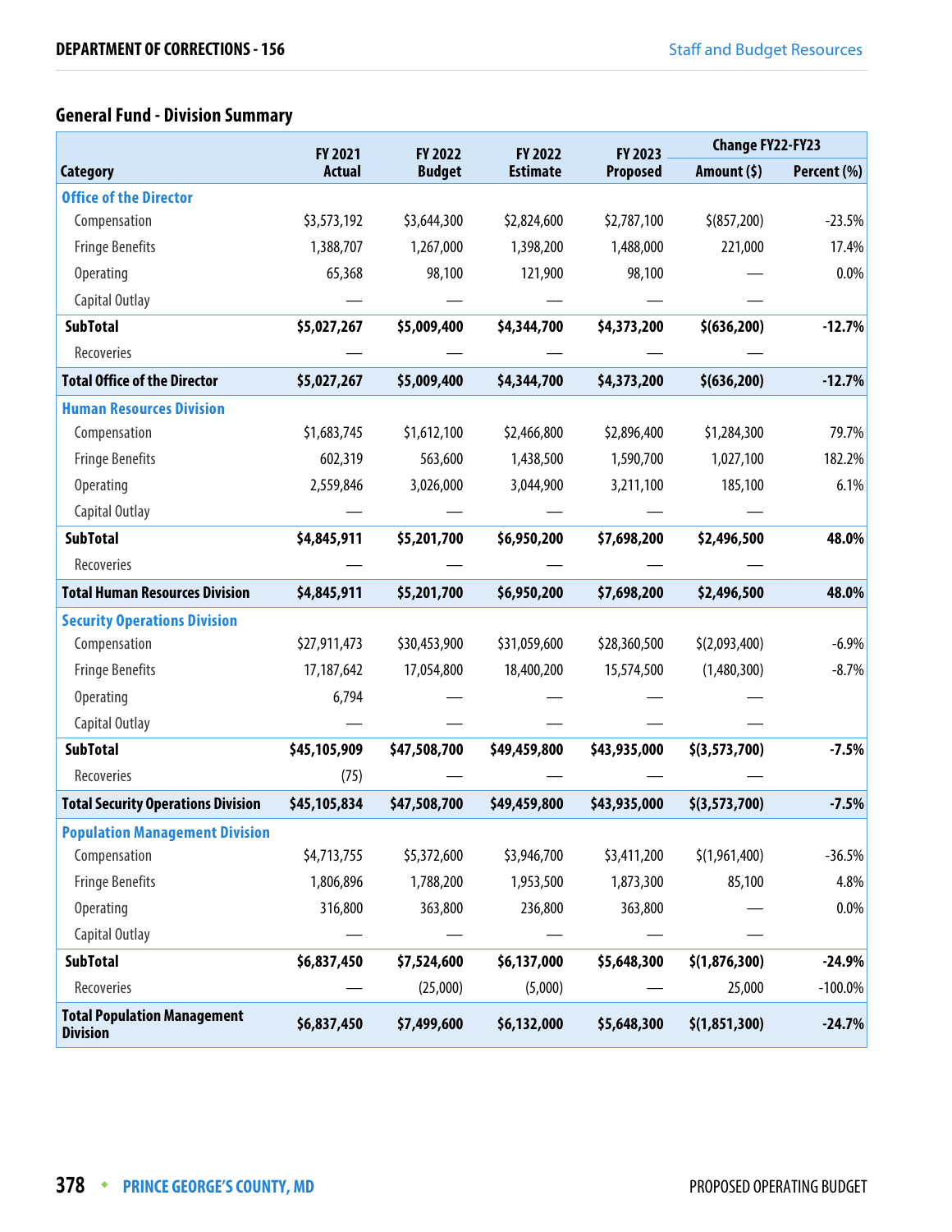## General Fund - Division Summary

| Category | FY 2021 Actual | FY 2022 Budget | FY 2022 Estimate | FY 2023 Proposed | Change FY22-FY23 Amount ($) | Change FY22-FY23 Percent (%) |
|---|---|---|---|---|---|---|
| **Office of the Director** | | | | | | |
| Compensation | $3,573,192 | $3,644,300 | $2,824,600 | $2,787,100 | $(857,200) | -23.5% |
| Fringe Benefits | 1,388,707 | 1,267,000 | 1,398,200 | 1,488,000 | 221,000 | 17.4% |
| Operating | 65,368 | 98,100 | 121,900 | 98,100 | — | 0.0% |
| Capital Outlay | — | — | — | — | — | |
| **SubTotal** | **$5,027,267** | **$5,009,400** | **$4,344,700** | **$4,373,200** | **$(636,200)** | **-12.7%** |
| Recoveries | — | — | — | — | — | |
| **Total Office of the Director** | **$5,027,267** | **$5,009,400** | **$4,344,700** | **$4,373,200** | **$(636,200)** | **-12.7%** |
| **Human Resources Division** | | | | | | |
| Compensation | $1,683,745 | $1,612,100 | $2,466,800 | $2,896,400 | $1,284,300 | 79.7% |
| Fringe Benefits | 602,319 | 563,600 | 1,438,500 | 1,590,700 | 1,027,100 | 182.2% |
| Operating | 2,559,846 | 3,026,000 | 3,044,900 | 3,211,100 | 185,100 | 6.1% |
| Capital Outlay | — | — | — | — | — | |
| **SubTotal** | **$4,845,911** | **$5,201,700** | **$6,950,200** | **$7,698,200** | **$2,496,500** | **48.0%** |
| Recoveries | — | — | — | — | — | |
| **Total Human Resources Division** | **$4,845,911** | **$5,201,700** | **$6,950,200** | **$7,698,200** | **$2,496,500** | **48.0%** |
| **Security Operations Division** | | | | | | |
| Compensation | $27,911,473 | $30,453,900 | $31,059,600 | $28,360,500 | $(2,093,400) | -6.9% |
| Fringe Benefits | 17,187,642 | 17,054,800 | 18,400,200 | 15,574,500 | (1,480,300) | -8.7% |
| Operating | 6,794 | — | — | — | — | |
| Capital Outlay | — | — | — | — | — | |
| **SubTotal** | **$45,105,909** | **$47,508,700** | **$49,459,800** | **$43,935,000** | **$(3,573,700)** | **-7.5%** |
| Recoveries | (75) | — | — | — | — | |
| **Total Security Operations Division** | **$45,105,834** | **$47,508,700** | **$49,459,800** | **$43,935,000** | **$(3,573,700)** | **-7.5%** |
| **Population Management Division** | | | | | | |
| Compensation | $4,713,755 | $5,372,600 | $3,946,700 | $3,411,200 | $(1,961,400) | -36.5% |
| Fringe Benefits | 1,806,896 | 1,788,200 | 1,953,500 | 1,873,300 | 85,100 | 4.8% |
| Operating | 316,800 | 363,800 | 236,800 | 363,800 | — | 0.0% |
| Capital Outlay | — | — | — | — | — | |
| **SubTotal** | **$6,837,450** | **$7,524,600** | **$6,137,000** | **$5,648,300** | **$(1,876,300)** | **-24.9%** |
| Recoveries | — | (25,000) | (5,000) | — | 25,000 | -100.0% |
| **Total Population Management Division** | **$6,837,450** | **$7,499,600** | **$6,132,000** | **$5,648,300** | **$(1,851,300)** | **-24.7%** |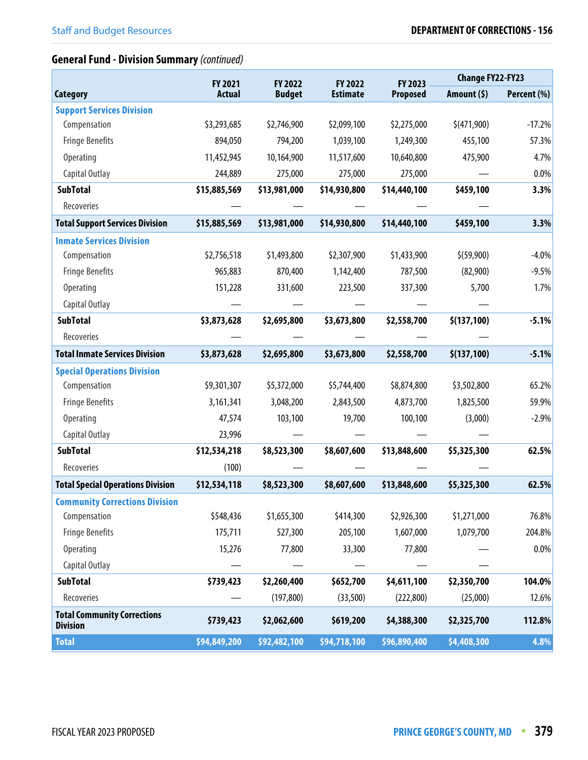## General Fund - Division Summary *(continued)*

| Category | FY 2021 Actual | FY 2022 Budget | FY 2022 Estimate | FY 2023 Proposed | Change FY22-FY23 | |
|---|---|---|---|---|---|---|
| | | | | | Amount ($) | Percent (%) |
| **Support Services Division** | | | | | | |
| Compensation | $3,293,685 | $2,746,900 | $2,099,100 | $2,275,000 | $(471,900) | -17.2% |
| Fringe Benefits | 894,050 | 794,200 | 1,039,100 | 1,249,300 | 455,100 | 57.3% |
| Operating | 11,452,945 | 10,164,900 | 11,517,600 | 10,640,800 | 475,900 | 4.7% |
| Capital Outlay | 244,889 | 275,000 | 275,000 | 275,000 | — | 0.0% |
| **SubTotal** | **$15,885,569** | **$13,981,000** | **$14,930,800** | **$14,440,100** | **$459,100** | **3.3%** |
| Recoveries | — | — | — | — | — | |
| **Total Support Services Division** | **$15,885,569** | **$13,981,000** | **$14,930,800** | **$14,440,100** | **$459,100** | **3.3%** |
| **Inmate Services Division** | | | | | | |
| Compensation | $2,756,518 | $1,493,800 | $2,307,900 | $1,433,900 | $(59,900) | -4.0% |
| Fringe Benefits | 965,883 | 870,400 | 1,142,400 | 787,500 | (82,900) | -9.5% |
| Operating | 151,228 | 331,600 | 223,500 | 337,300 | 5,700 | 1.7% |
| Capital Outlay | — | — | — | — | — | |
| **SubTotal** | **$3,873,628** | **$2,695,800** | **$3,673,800** | **$2,558,700** | **$(137,100)** | **-5.1%** |
| Recoveries | — | — | — | — | — | |
| **Total Inmate Services Division** | **$3,873,628** | **$2,695,800** | **$3,673,800** | **$2,558,700** | **$(137,100)** | **-5.1%** |
| **Special Operations Division** | | | | | | |
| Compensation | $9,301,307 | $5,372,000 | $5,744,400 | $8,874,800 | $3,502,800 | 65.2% |
| Fringe Benefits | 3,161,341 | 3,048,200 | 2,843,500 | 4,873,700 | 1,825,500 | 59.9% |
| Operating | 47,574 | 103,100 | 19,700 | 100,100 | (3,000) | -2.9% |
| Capital Outlay | 23,996 | — | — | — | — | |
| **SubTotal** | **$12,534,218** | **$8,523,300** | **$8,607,600** | **$13,848,600** | **$5,325,300** | **62.5%** |
| Recoveries | (100) | — | — | — | — | |
| **Total Special Operations Division** | **$12,534,118** | **$8,523,300** | **$8,607,600** | **$13,848,600** | **$5,325,300** | **62.5%** |
| **Community Corrections Division** | | | | | | |
| Compensation | $548,436 | $1,655,300 | $414,300 | $2,926,300 | $1,271,000 | 76.8% |
| Fringe Benefits | 175,711 | 527,300 | 205,100 | 1,607,000 | 1,079,700 | 204.8% |
| Operating | 15,276 | 77,800 | 33,300 | 77,800 | — | 0.0% |
| Capital Outlay | — | — | — | — | — | |
| **SubTotal** | **$739,423** | **$2,260,400** | **$652,700** | **$4,611,100** | **$2,350,700** | **104.0%** |
| Recoveries | — | (197,800) | (33,500) | (222,800) | (25,000) | 12.6% |
| **Total Community Corrections Division** | **$739,423** | **$2,062,600** | **$619,200** | **$4,388,300** | **$2,325,700** | **112.8%** |
| **Total** | **$94,849,200** | **$92,482,100** | **$94,718,100** | **$96,890,400** | **$4,408,300** | **4.8%** |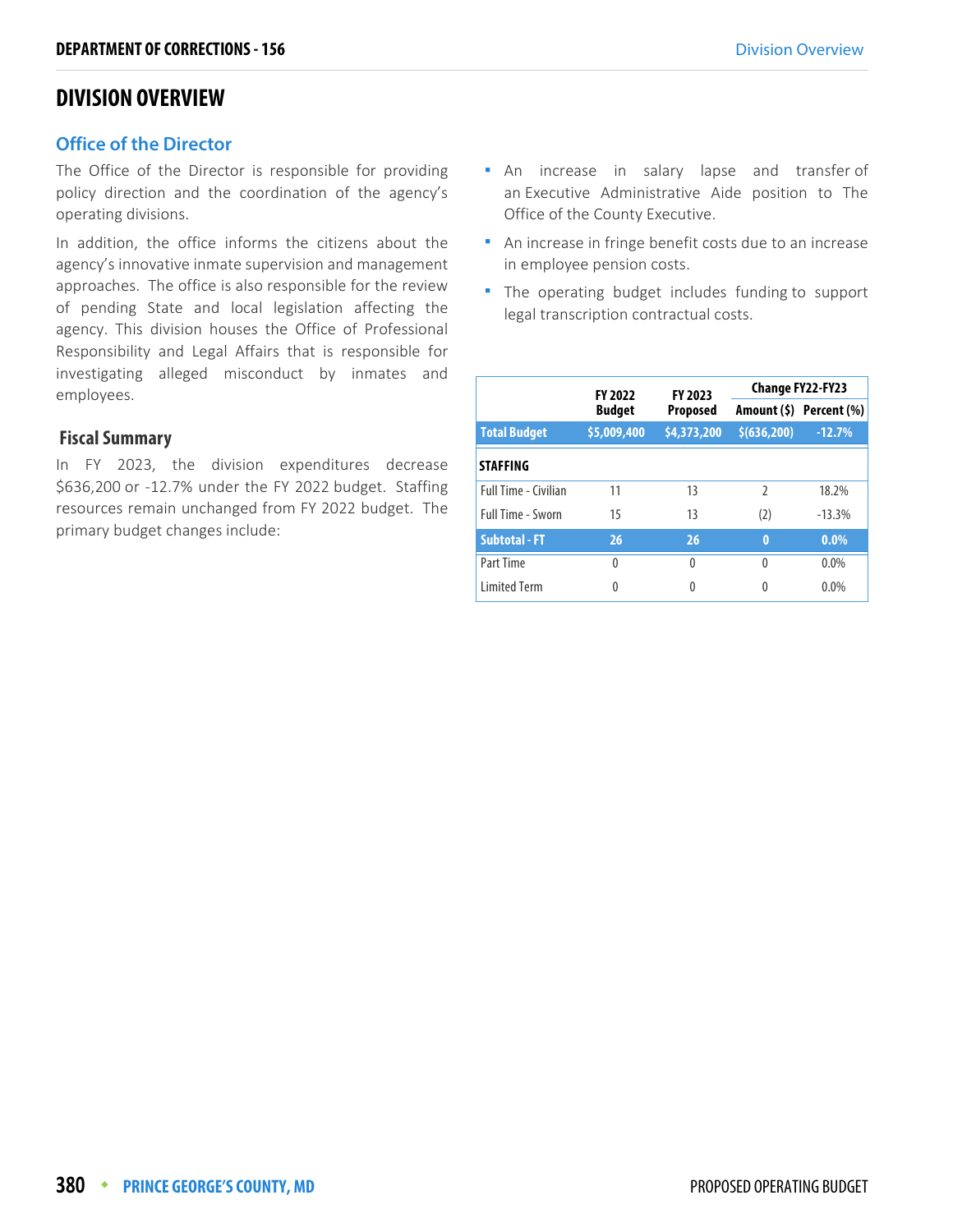## DIVISION OVERVIEW

### Office of the Director

The Office of the Director is responsible for providing policy direction and the coordination of the agency's operating divisions.

In addition, the office informs the citizens about the agency's innovative inmate supervision and management approaches. The office is also responsible for the review of pending State and local legislation affecting the agency. This division houses the Office of Professional Responsibility and Legal Affairs that is responsible for investigating alleged misconduct by inmates and employees.

### Fiscal Summary

In FY 2023, the division expenditures decrease $636,200 or -12.7% under the FY 2022 budget. Staffing resources remain unchanged from FY 2022 budget. The primary budget changes include:

- An increase in salary lapse and transfer of an Executive Administrative Aide position to The Office of the County Executive.
- An increase in fringe benefit costs due to an increase in employee pension costs.
- The operating budget includes funding to support legal transcription contractual costs.

| | FY 2022 Budget | FY 2023 Proposed | Change FY22-FY23 | |
|---|---|---|---|---|
| | | | Amount ($) | Percent (%) |
| **Total Budget** | **$5,009,400** | **$4,373,200** | **$(636,200)** | **-12.7%** |
| **STAFFING** | | | | |
| Full Time - Civilian | 11 | 13 | 2 | 18.2% |
| Full Time - Sworn | 15 | 13 | (2) | -13.3% |
| **Subtotal - FT** | **26** | **26** | **0** | **0.0%** |
| Part Time | 0 | 0 | 0 | 0.0% |
| Limited Term | 0 | 0 | 0 | 0.0% |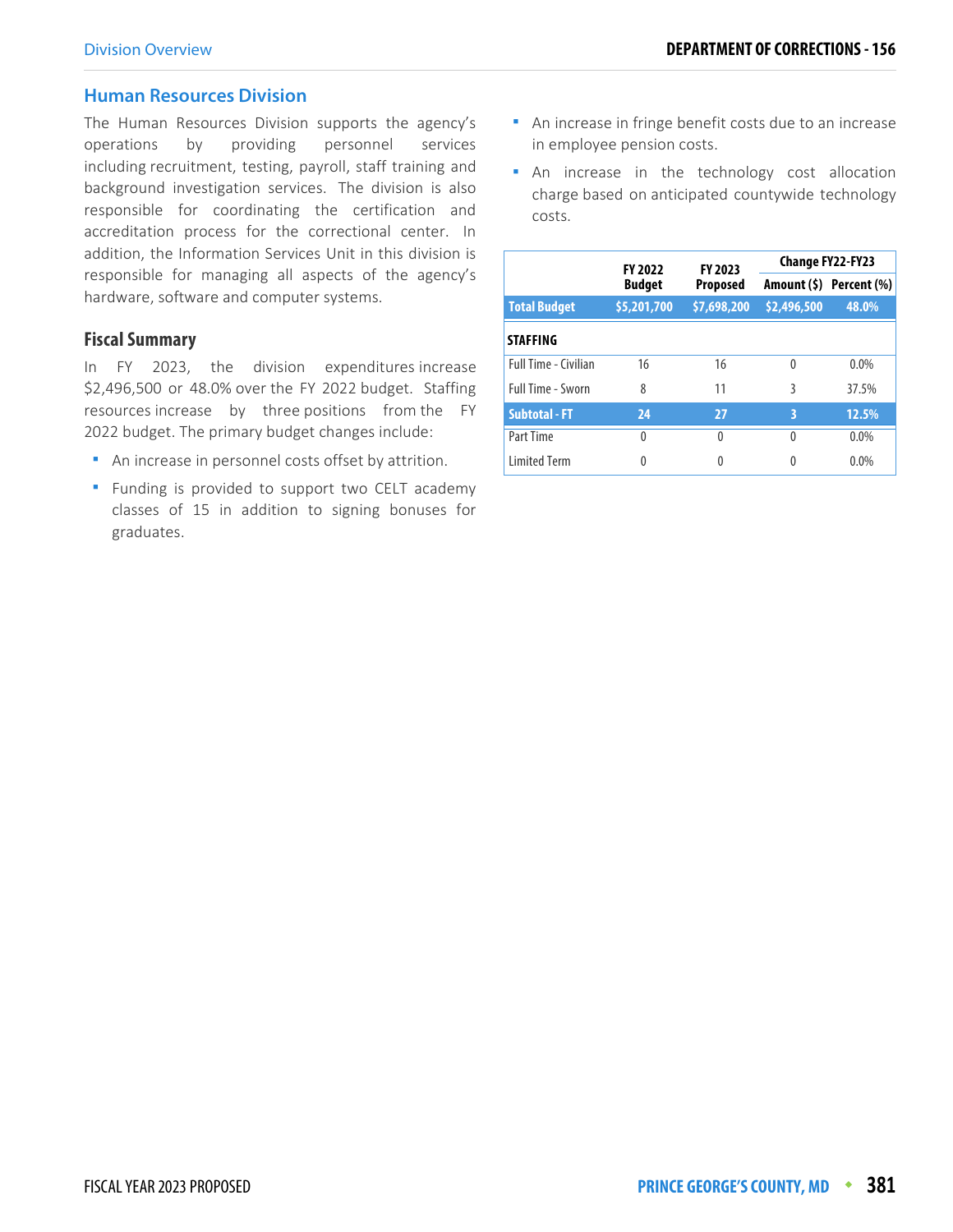## Human Resources Division

The Human Resources Division supports the agency's operations by providing personnel services including recruitment, testing, payroll, staff training and background investigation services. The division is also responsible for coordinating the certification and accreditation process for the correctional center. In addition, the Information Services Unit in this division is responsible for managing all aspects of the agency's hardware, software and computer systems.

### Fiscal Summary

In FY 2023, the division expenditures increase $2,496,500 or 48.0% over the FY 2022 budget. Staffing resources increase by three positions from the FY 2022 budget. The primary budget changes include:

- An increase in personnel costs offset by attrition.
- Funding is provided to support two CELT academy classes of 15 in addition to signing bonuses for graduates.
- An increase in fringe benefit costs due to an increase in employee pension costs.
- An increase in the technology cost allocation charge based on anticipated countywide technology costs.

| | FY 2022 Budget | FY 2023 Proposed | Change FY22-FY23 | |
|---|---|---|---|---|
| | | | Amount ($) | Percent (%) |
| **Total Budget** | **$5,201,700** | **$7,698,200** | **$2,496,500** | **48.0%** |
| **STAFFING** | | | | |
| Full Time - Civilian | 16 | 16 | 0 | 0.0% |
| Full Time - Sworn | 8 | 11 | 3 | 37.5% |
| **Subtotal - FT** | **24** | **27** | **3** | **12.5%** |
| Part Time | 0 | 0 | 0 | 0.0% |
| Limited Term | 0 | 0 | 0 | 0.0% |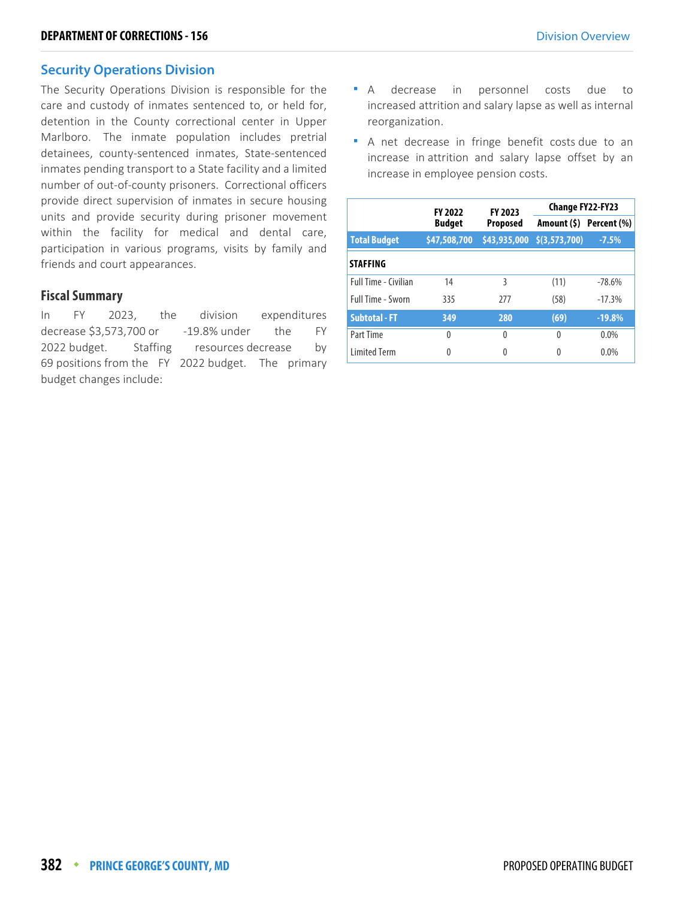## Security Operations Division

The Security Operations Division is responsible for the care and custody of inmates sentenced to, or held for, detention in the County correctional center in Upper Marlboro. The inmate population includes pretrial detainees, county-sentenced inmates, State-sentenced inmates pending transport to a State facility and a limited number of out-of-county prisoners. Correctional officers provide direct supervision of inmates in secure housing units and provide security during prisoner movement within the facility for medical and dental care, participation in various programs, visits by family and friends and court appearances.

### Fiscal Summary

In FY 2023, the division expenditures decrease $3,573,700 or -19.8% under the FY 2022 budget. Staffing resources decrease by 69 positions from the FY 2022 budget. The primary budget changes include:

- A decrease in personnel costs due to increased attrition and salary lapse as well as internal reorganization.
- A net decrease in fringe benefit costs due to an increase in attrition and salary lapse offset by an increase in employee pension costs.

| | FY 2022 Budget | FY 2023 Proposed | Change FY22-FY23 | |
|---|---|---|---|---|
| | | | Amount ($) | Percent (%) |
| **Total Budget** | **$47,508,700** | **$43,935,000** | **$(3,573,700)** | **-7.5%** |
| **STAFFING** | | | | |
| Full Time - Civilian | 14 | 3 | (11) | -78.6% |
| Full Time - Sworn | 335 | 277 | (58) | -17.3% |
| **Subtotal - FT** | **349** | **280** | **(69)** | **-19.8%** |
| Part Time | 0 | 0 | 0 | 0.0% |
| Limited Term | 0 | 0 | 0 | 0.0% |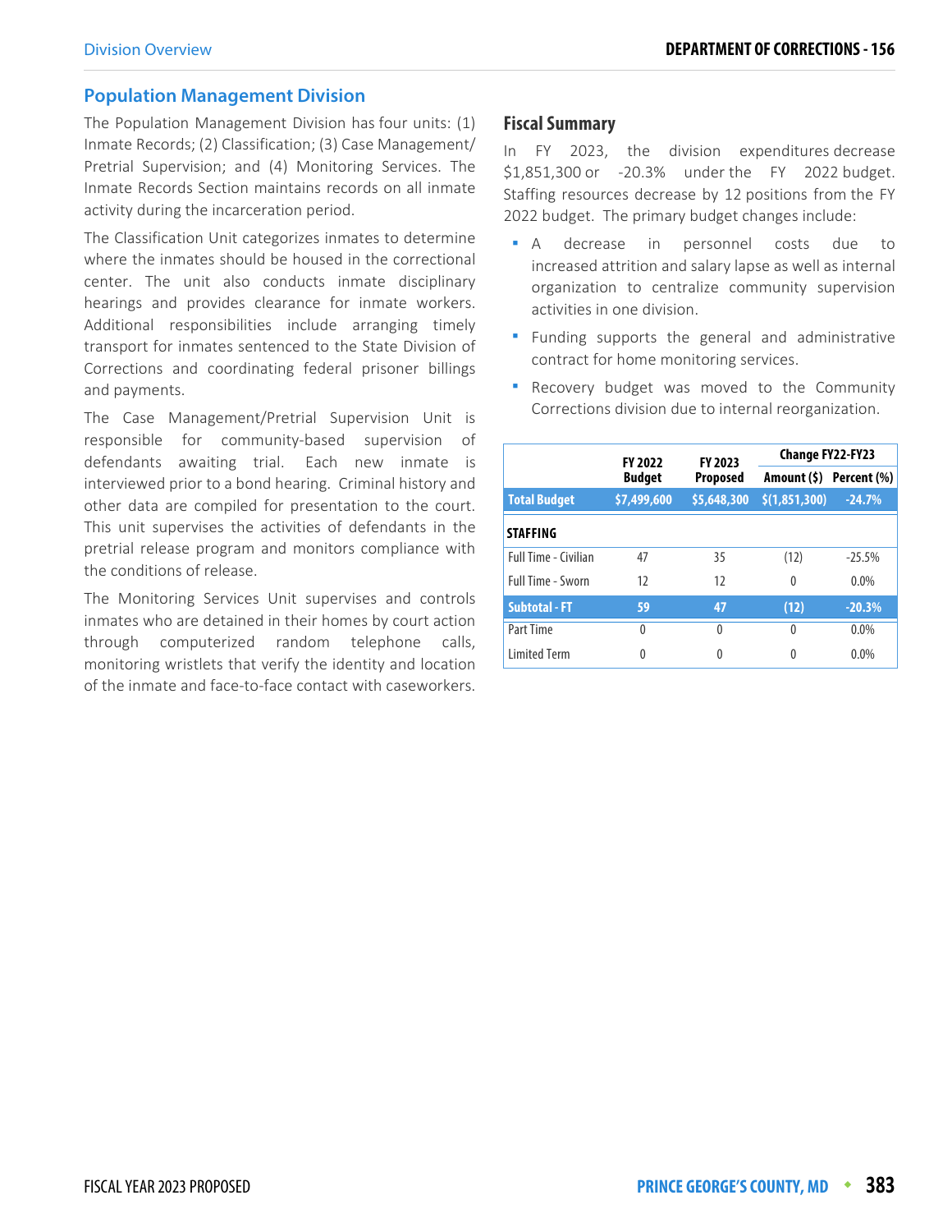## Population Management Division

The Population Management Division has four units: (1) Inmate Records; (2) Classification; (3) Case Management/ Pretrial Supervision; and (4) Monitoring Services. The Inmate Records Section maintains records on all inmate activity during the incarceration period.

The Classification Unit categorizes inmates to determine where the inmates should be housed in the correctional center. The unit also conducts inmate disciplinary hearings and provides clearance for inmate workers. Additional responsibilities include arranging timely transport for inmates sentenced to the State Division of Corrections and coordinating federal prisoner billings and payments.

The Case Management/Pretrial Supervision Unit is responsible for community-based supervision of defendants awaiting trial. Each new inmate is interviewed prior to a bond hearing. Criminal history and other data are compiled for presentation to the court. This unit supervises the activities of defendants in the pretrial release program and monitors compliance with the conditions of release.

The Monitoring Services Unit supervises and controls inmates who are detained in their homes by court action through computerized random telephone calls, monitoring wristlets that verify the identity and location of the inmate and face-to-face contact with caseworkers.

### Fiscal Summary

In FY 2023, the division expenditures decrease $1,851,300 or -20.3% under the FY 2022 budget. Staffing resources decrease by 12 positions from the FY 2022 budget. The primary budget changes include:

- A decrease in personnel costs due to increased attrition and salary lapse as well as internal organization to centralize community supervision activities in one division.
- Funding supports the general and administrative contract for home monitoring services.
- Recovery budget was moved to the Community Corrections division due to internal reorganization.

| | FY 2022 Budget | FY 2023 Proposed | Change FY22-FY23 | |
|---|---|---|---|---|
| | | | Amount ($) | Percent (%) |
| **Total Budget** | **$7,499,600** | **$5,648,300** | **$(1,851,300)** | **-24.7%** |
| **STAFFING** | | | | |
| Full Time - Civilian | 47 | 35 | (12) | -25.5% |
| Full Time - Sworn | 12 | 12 | 0 | 0.0% |
| **Subtotal - FT** | **59** | **47** | **(12)** | **-20.3%** |
| Part Time | 0 | 0 | 0 | 0.0% |
| Limited Term | 0 | 0 | 0 | 0.0% |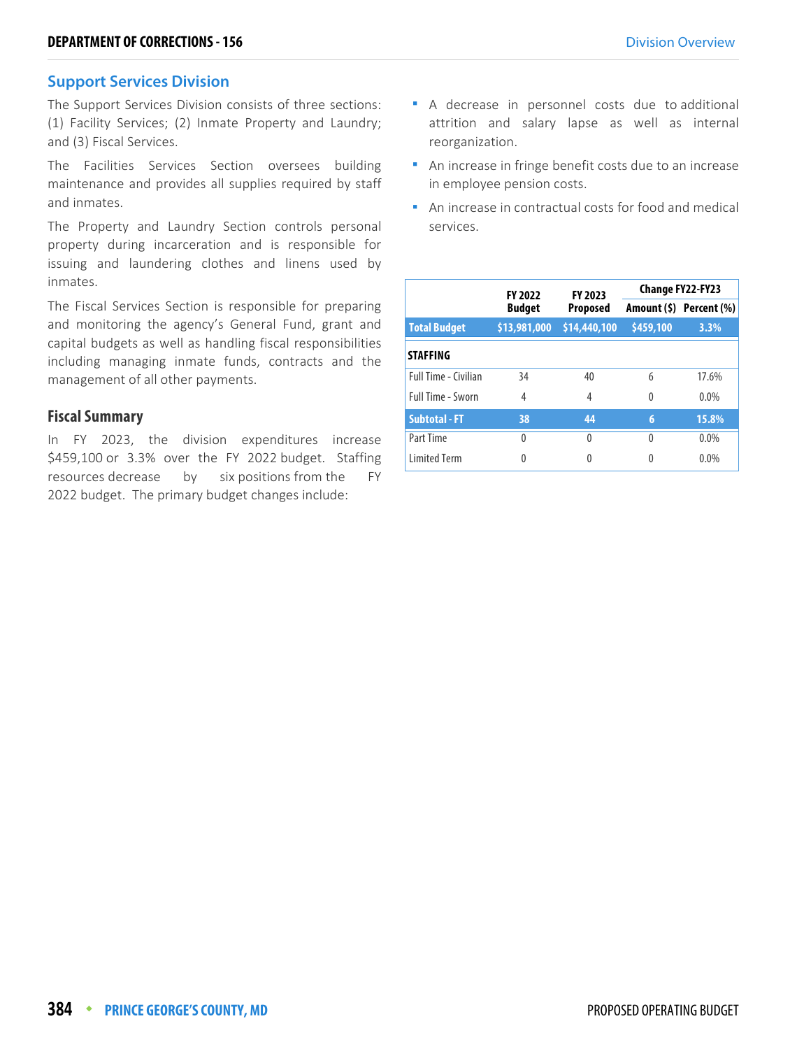## Support Services Division

The Support Services Division consists of three sections: (1) Facility Services; (2) Inmate Property and Laundry; and (3) Fiscal Services.

The Facilities Services Section oversees building maintenance and provides all supplies required by staff and inmates.

The Property and Laundry Section controls personal property during incarceration and is responsible for issuing and laundering clothes and linens used by inmates.

The Fiscal Services Section is responsible for preparing and monitoring the agency's General Fund, grant and capital budgets as well as handling fiscal responsibilities including managing inmate funds, contracts and the management of all other payments.

### Fiscal Summary

In FY 2023, the division expenditures increase $459,100 or 3.3% over the FY 2022 budget. Staffing resources decrease by six positions from the FY 2022 budget. The primary budget changes include:

- A decrease in personnel costs due to additional attrition and salary lapse as well as internal reorganization.
- An increase in fringe benefit costs due to an increase in employee pension costs.
- An increase in contractual costs for food and medical services.

| | FY 2022 Budget | FY 2023 Proposed | Change FY22-FY23 | |
|---|---|---|---|---|
| | | | Amount ($) | Percent (%) |
| **Total Budget** | **$13,981,000** | **$14,440,100** | **$459,100** | **3.3%** |
| **STAFFING** | | | | |
| Full Time - Civilian | 34 | 40 | 6 | 17.6% |
| Full Time - Sworn | 4 | 4 | 0 | 0.0% |
| **Subtotal - FT** | **38** | **44** | **6** | **15.8%** |
| Part Time | 0 | 0 | 0 | 0.0% |
| Limited Term | 0 | 0 | 0 | 0.0% |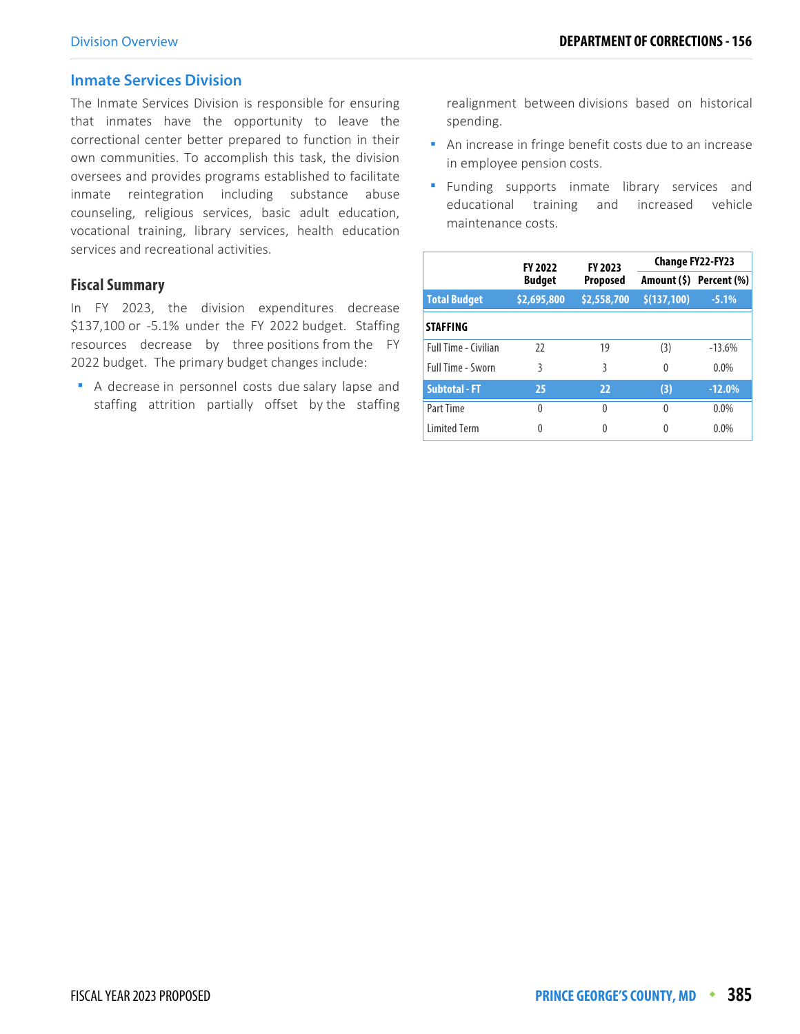## Inmate Services Division

The Inmate Services Division is responsible for ensuring that inmates have the opportunity to leave the correctional center better prepared to function in their own communities. To accomplish this task, the division oversees and provides programs established to facilitate inmate reintegration including substance abuse counseling, religious services, basic adult education, vocational training, library services, health education services and recreational activities.

### Fiscal Summary

In FY 2023, the division expenditures decrease $137,100 or -5.1% under the FY 2022 budget. Staffing resources decrease by three positions from the FY 2022 budget. The primary budget changes include:

- A decrease in personnel costs due salary lapse and staffing attrition partially offset by the staffing realignment between divisions based on historical spending.
- An increase in fringe benefit costs due to an increase in employee pension costs.
- Funding supports inmate library services and educational training and increased vehicle maintenance costs.

| | FY 2022 Budget | FY 2023 Proposed | Change FY22-FY23 | |
|---|---|---|---|---|
| | | | Amount ($) | Percent (%) |
| **Total Budget** | **$2,695,800** | **$2,558,700** | **$(137,100)** | **-5.1%** |
| **STAFFING** | | | | |
| Full Time - Civilian | 22 | 19 | (3) | -13.6% |
| Full Time - Sworn | 3 | 3 | 0 | 0.0% |
| **Subtotal - FT** | **25** | **22** | **(3)** | **-12.0%** |
| Part Time | 0 | 0 | 0 | 0.0% |
| Limited Term | 0 | 0 | 0 | 0.0% |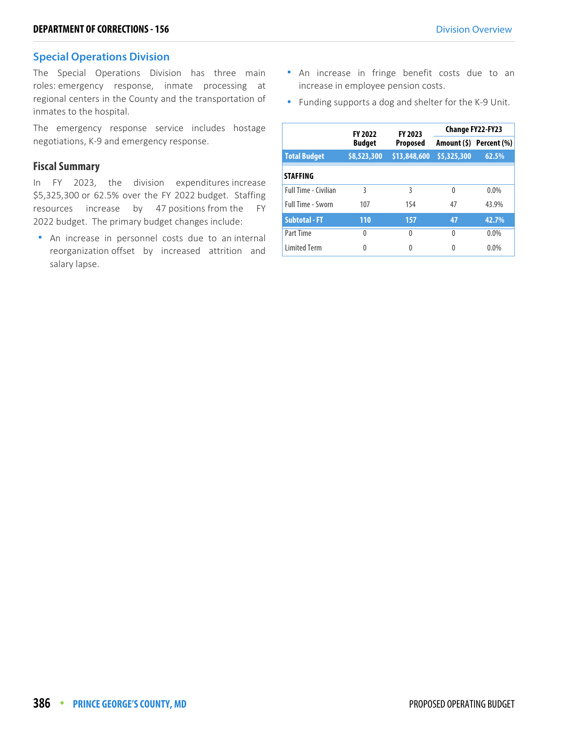## Special Operations Division

The Special Operations Division has three main roles: emergency response, inmate processing at regional centers in the County and the transportation of inmates to the hospital.

The emergency response service includes hostage negotiations, K-9 and emergency response.

### Fiscal Summary

In FY 2023, the division expenditures increase $5,325,300 or 62.5% over the FY 2022 budget. Staffing resources increase by 47 positions from the FY 2022 budget. The primary budget changes include:

- An increase in personnel costs due to an internal reorganization offset by increased attrition and salary lapse.
- An increase in fringe benefit costs due to an increase in employee pension costs.
- Funding supports a dog and shelter for the K-9 Unit.

| | FY 2022 Budget | FY 2023 Proposed | Change FY22-FY23 | |
|---|---|---|---|---|
| | | | Amount ($) | Percent (%) |
| **Total Budget** | **$8,523,300** | **$13,848,600** | **$5,325,300** | **62.5%** |
| **STAFFING** | | | | |
| Full Time - Civilian | 3 | 3 | 0 | 0.0% |
| Full Time - Sworn | 107 | 154 | 47 | 43.9% |
| **Subtotal - FT** | **110** | **157** | **47** | **42.7%** |
| Part Time | 0 | 0 | 0 | 0.0% |
| Limited Term | 0 | 0 | 0 | 0.0% |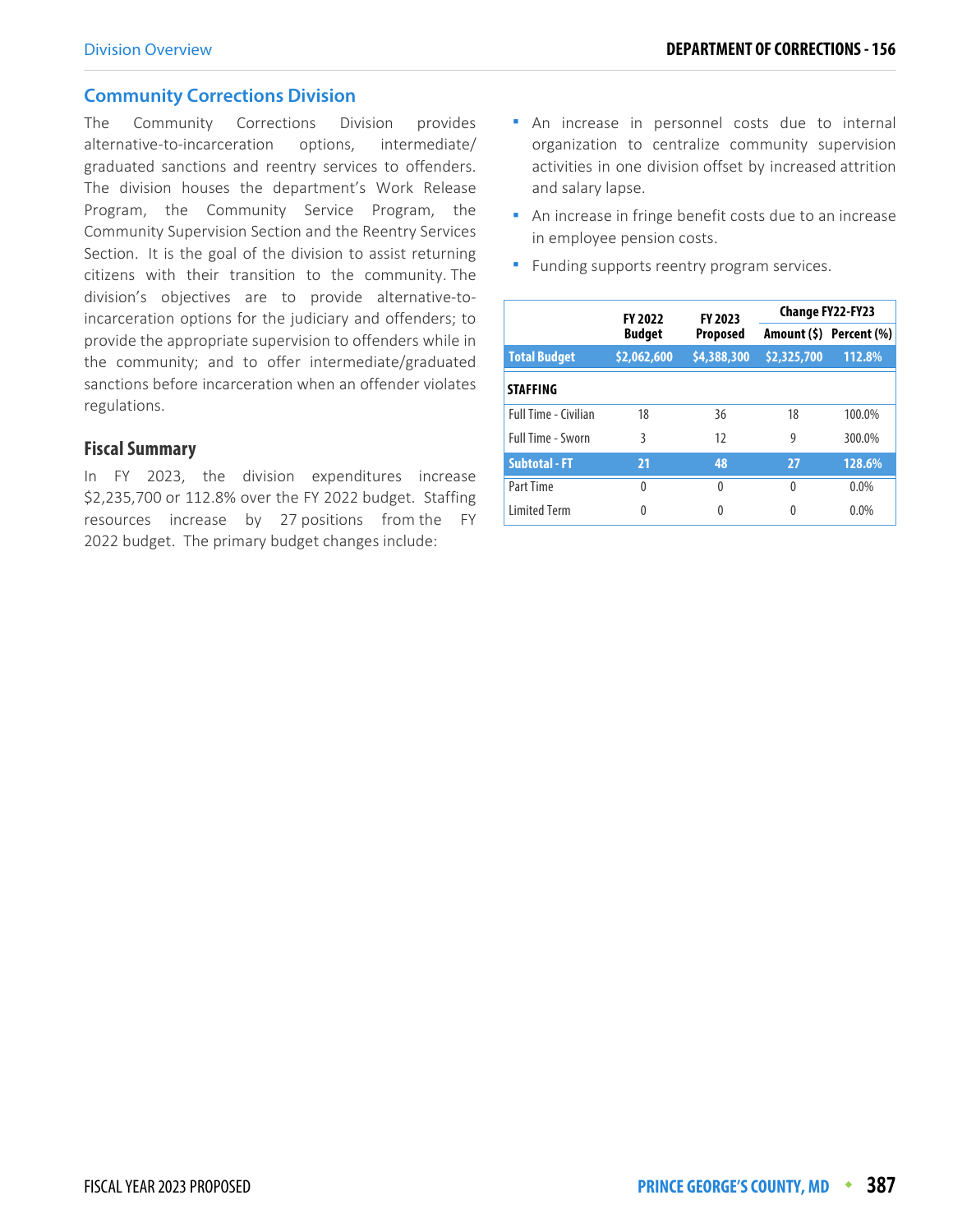## Community Corrections Division

The Community Corrections Division provides alternative-to-incarceration options, intermediate/ graduated sanctions and reentry services to offenders. The division houses the department's Work Release Program, the Community Service Program, the Community Supervision Section and the Reentry Services Section. It is the goal of the division to assist returning citizens with their transition to the community. The division's objectives are to provide alternative-to-incarceration options for the judiciary and offenders; to provide the appropriate supervision to offenders while in the community; and to offer intermediate/graduated sanctions before incarceration when an offender violates regulations.

### Fiscal Summary

In FY 2023, the division expenditures increase $2,235,700 or 112.8% over the FY 2022 budget. Staffing resources increase by 27 positions from the FY 2022 budget. The primary budget changes include:

- An increase in personnel costs due to internal organization to centralize community supervision activities in one division offset by increased attrition and salary lapse.
- An increase in fringe benefit costs due to an increase in employee pension costs.
- Funding supports reentry program services.

| | FY 2022 Budget | FY 2023 Proposed | Change FY22-FY23 | |
|---|---|---|---|---|
| | | | Amount ($) | Percent (%) |
| **Total Budget** | **$2,062,600** | **$4,388,300** | **$2,325,700** | **112.8%** |
| **STAFFING** | | | | |
| Full Time - Civilian | 18 | 36 | 18 | 100.0% |
| Full Time - Sworn | 3 | 12 | 9 | 300.0% |
| **Subtotal - FT** | **21** | **48** | **27** | **128.6%** |
| Part Time | 0 | 0 | 0 | 0.0% |
| Limited Term | 0 | 0 | 0 | 0.0% |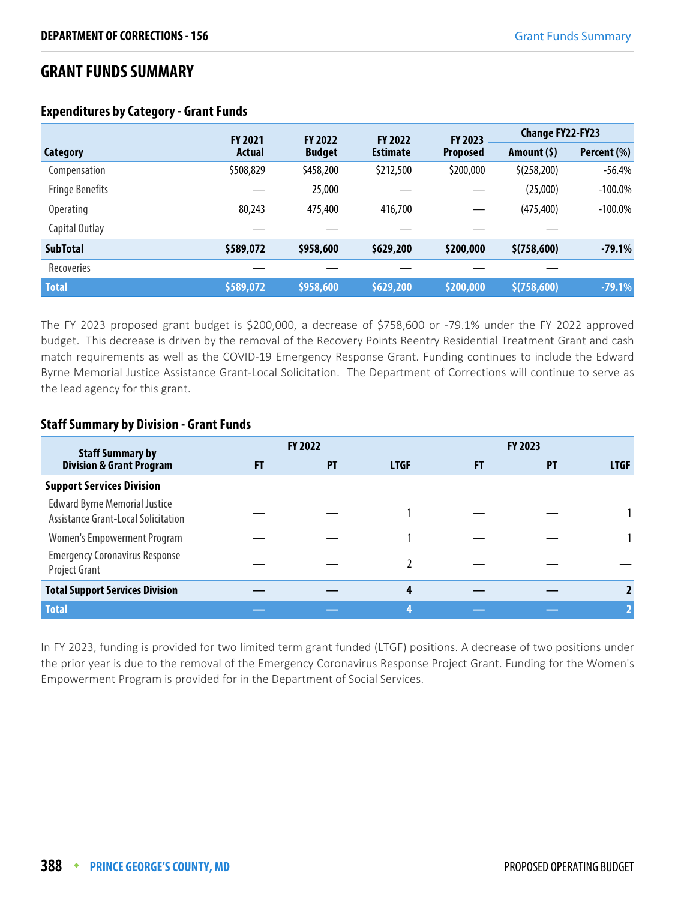## GRANT FUNDS SUMMARY

### Expenditures by Category - Grant Funds

| Category | FY 2021 Actual | FY 2022 Budget | FY 2022 Estimate | FY 2023 Proposed | Change FY22-FY23 Amount ($) | Change FY22-FY23 Percent (%) |
|---|---|---|---|---|---|---|
| Compensation | $508,829 | $458,200 | $212,500 | $200,000 | $(258,200) | -56.4% |
| Fringe Benefits | — | 25,000 | — | — | (25,000) | -100.0% |
| Operating | 80,243 | 475,400 | 416,700 | — | (475,400) | -100.0% |
| Capital Outlay | — | — | — | — | — | |
| **SubTotal** | **$589,072** | **$958,600** | **$629,200** | **$200,000** | **$(758,600)** | **-79.1%** |
| Recoveries | — | — | — | — | — | |
| **Total** | **$589,072** | **$958,600** | **$629,200** | **$200,000** | **$(758,600)** | **-79.1%** |

The FY 2023 proposed grant budget is $200,000, a decrease of $758,600 or -79.1% under the FY 2022 approved budget. This decrease is driven by the removal of the Recovery Points Reentry Residential Treatment Grant and cash match requirements as well as the COVID-19 Emergency Response Grant. Funding continues to include the Edward Byrne Memorial Justice Assistance Grant-Local Solicitation. The Department of Corrections will continue to serve as the lead agency for this grant.

### Staff Summary by Division - Grant Funds

| Staff Summary by Division & Grant Program | FY 2022 FT | FY 2022 PT | FY 2022 LTGF | FY 2023 FT | FY 2023 PT | FY 2023 LTGF |
|---|---|---|---|---|---|---|
| **Support Services Division** | | | | | | |
| Edward Byrne Memorial Justice Assistance Grant-Local Solicitation | — | — | 1 | — | — | 1 |
| Women's Empowerment Program | — | — | 1 | — | — | 1 |
| Emergency Coronavirus Response Project Grant | — | — | 2 | — | — | — |
| **Total Support Services Division** | **—** | **—** | **4** | **—** | **—** | **2** |
| **Total** | **—** | **—** | **4** | **—** | **—** | **2** |

In FY 2023, funding is provided for two limited term grant funded (LTGF) positions. A decrease of two positions under the prior year is due to the removal of the Emergency Coronavirus Response Project Grant. Funding for the Women's Empowerment Program is provided for in the Department of Social Services.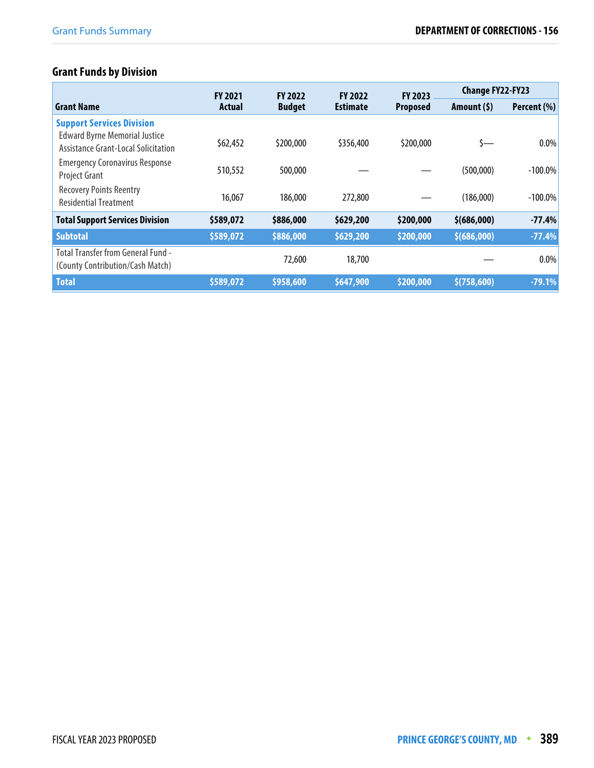## Grant Funds by Division

| Grant Name | FY 2021 Actual | FY 2022 Budget | FY 2022 Estimate | FY 2023 Proposed | Change FY22-FY23 | |
|---|---|---|---|---|---|---|
| | | | | | Amount ($) | Percent (%) |
| **Support Services Division** | | | | | | |
| Edward Byrne Memorial Justice Assistance Grant-Local Solicitation | $62,452 | $200,000 | $356,400 | $200,000 | $— | 0.0% |
| Emergency Coronavirus Response Project Grant | 510,552 | 500,000 | — | — | (500,000) | -100.0% |
| Recovery Points Reentry Residential Treatment | 16,067 | 186,000 | 272,800 | — | (186,000) | -100.0% |
| **Total Support Services Division** | **$589,072** | **$886,000** | **$629,200** | **$200,000** | **$(686,000)** | **-77.4%** |
| **Subtotal** | **$589,072** | **$886,000** | **$629,200** | **$200,000** | **$(686,000)** | **-77.4%** |
| Total Transfer from General Fund - (County Contribution/Cash Match) | | 72,600 | 18,700 | | — | 0.0% |
| **Total** | **$589,072** | **$958,600** | **$647,900** | **$200,000** | **$(758,600)** | **-79.1%** |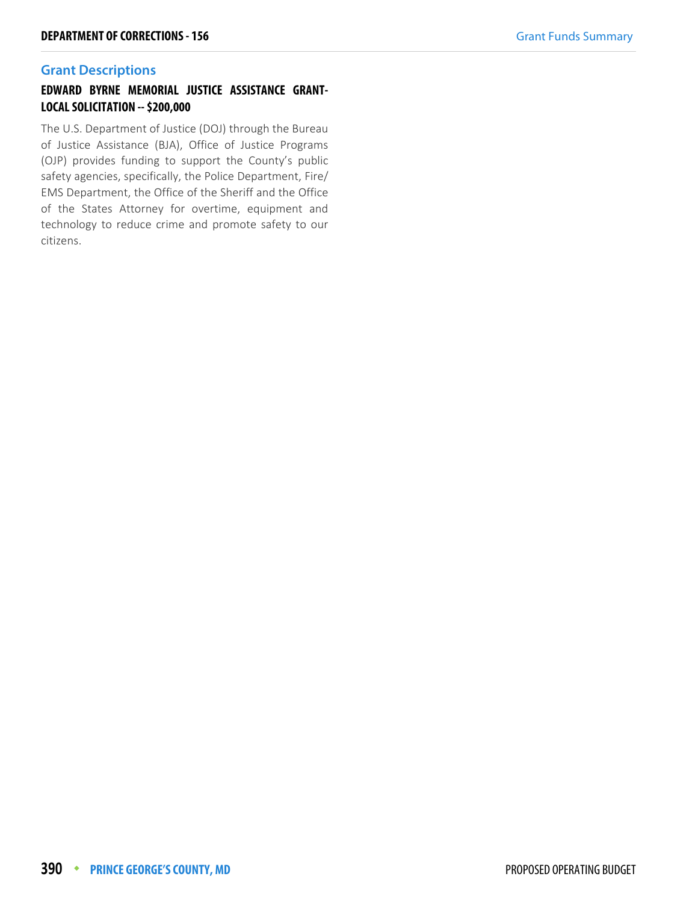## Grant Descriptions

### EDWARD BYRNE MEMORIAL JUSTICE ASSISTANCE GRANT-LOCAL SOLICITATION -- $200,000

The U.S. Department of Justice (DOJ) through the Bureau of Justice Assistance (BJA), Office of Justice Programs (OJP) provides funding to support the County's public safety agencies, specifically, the Police Department, Fire/EMS Department, the Office of the Sheriff and the Office of the States Attorney for overtime, equipment and technology to reduce crime and promote safety to our citizens.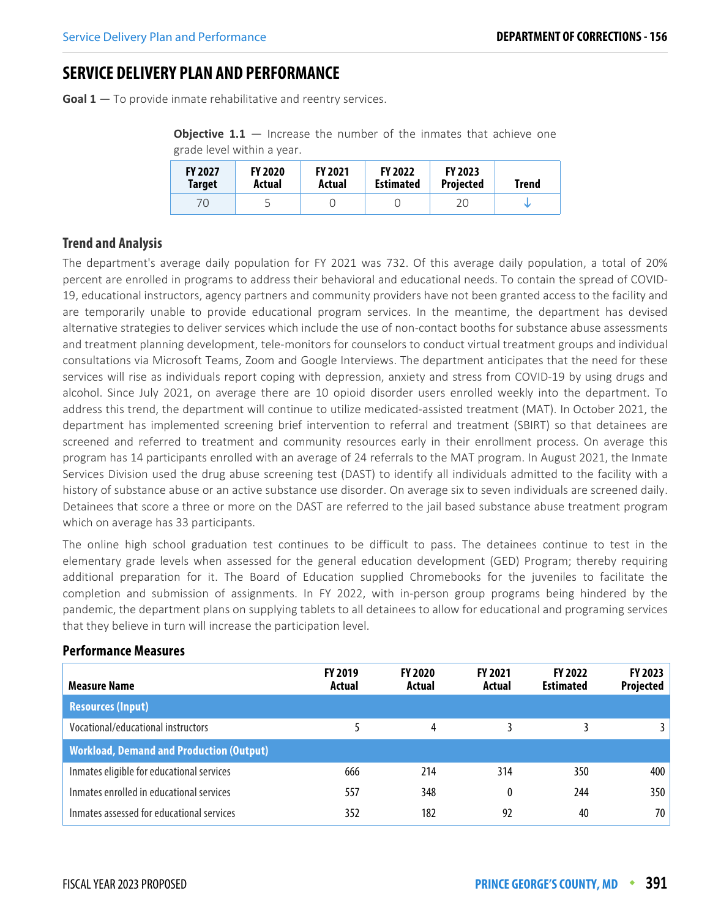# SERVICE DELIVERY PLAN AND PERFORMANCE

**Goal 1** — To provide inmate rehabilitative and reentry services.

**Objective 1.1** — Increase the number of the inmates that achieve one grade level within a year.

| FY 2027 Target | FY 2020 Actual | FY 2021 Actual | FY 2022 Estimated | FY 2023 Projected | Trend |
|---|---|---|---|---|---|
| 70 | 5 | 0 | 0 | 20 | ↓ |

## Trend and Analysis

The department's average daily population for FY 2021 was 732. Of this average daily population, a total of 20% percent are enrolled in programs to address their behavioral and educational needs. To contain the spread of COVID-19, educational instructors, agency partners and community providers have not been granted access to the facility and are temporarily unable to provide educational program services. In the meantime, the department has devised alternative strategies to deliver services which include the use of non-contact booths for substance abuse assessments and treatment planning development, tele-monitors for counselors to conduct virtual treatment groups and individual consultations via Microsoft Teams, Zoom and Google Interviews. The department anticipates that the need for these services will rise as individuals report coping with depression, anxiety and stress from COVID-19 by using drugs and alcohol. Since July 2021, on average there are 10 opioid disorder users enrolled weekly into the department. To address this trend, the department will continue to utilize medicated-assisted treatment (MAT). In October 2021, the department has implemented screening brief intervention to referral and treatment (SBIRT) so that detainees are screened and referred to treatment and community resources early in their enrollment process. On average this program has 14 participants enrolled with an average of 24 referrals to the MAT program. In August 2021, the Inmate Services Division used the drug abuse screening test (DAST) to identify all individuals admitted to the facility with a history of substance abuse or an active substance use disorder. On average six to seven individuals are screened daily. Detainees that score a three or more on the DAST are referred to the jail based substance abuse treatment program which on average has 33 participants.

The online high school graduation test continues to be difficult to pass. The detainees continue to test in the elementary grade levels when assessed for the general education development (GED) Program; thereby requiring additional preparation for it. The Board of Education supplied Chromebooks for the juveniles to facilitate the completion and submission of assignments. In FY 2022, with in-person group programs being hindered by the pandemic, the department plans on supplying tablets to all detainees to allow for educational and programing services that they believe in turn will increase the participation level.

## Performance Measures

| Measure Name | FY 2019 Actual | FY 2020 Actual | FY 2021 Actual | FY 2022 Estimated | FY 2023 Projected |
|---|---|---|---|---|---|
| **Resources (Input)** | | | | | |
| Vocational/educational instructors | 5 | 4 | 3 | 3 | 3 |
| **Workload, Demand and Production (Output)** | | | | | |
| Inmates eligible for educational services | 666 | 214 | 314 | 350 | 400 |
| Inmates enrolled in educational services | 557 | 348 | 0 | 244 | 350 |
| Inmates assessed for educational services | 352 | 182 | 92 | 40 | 70 |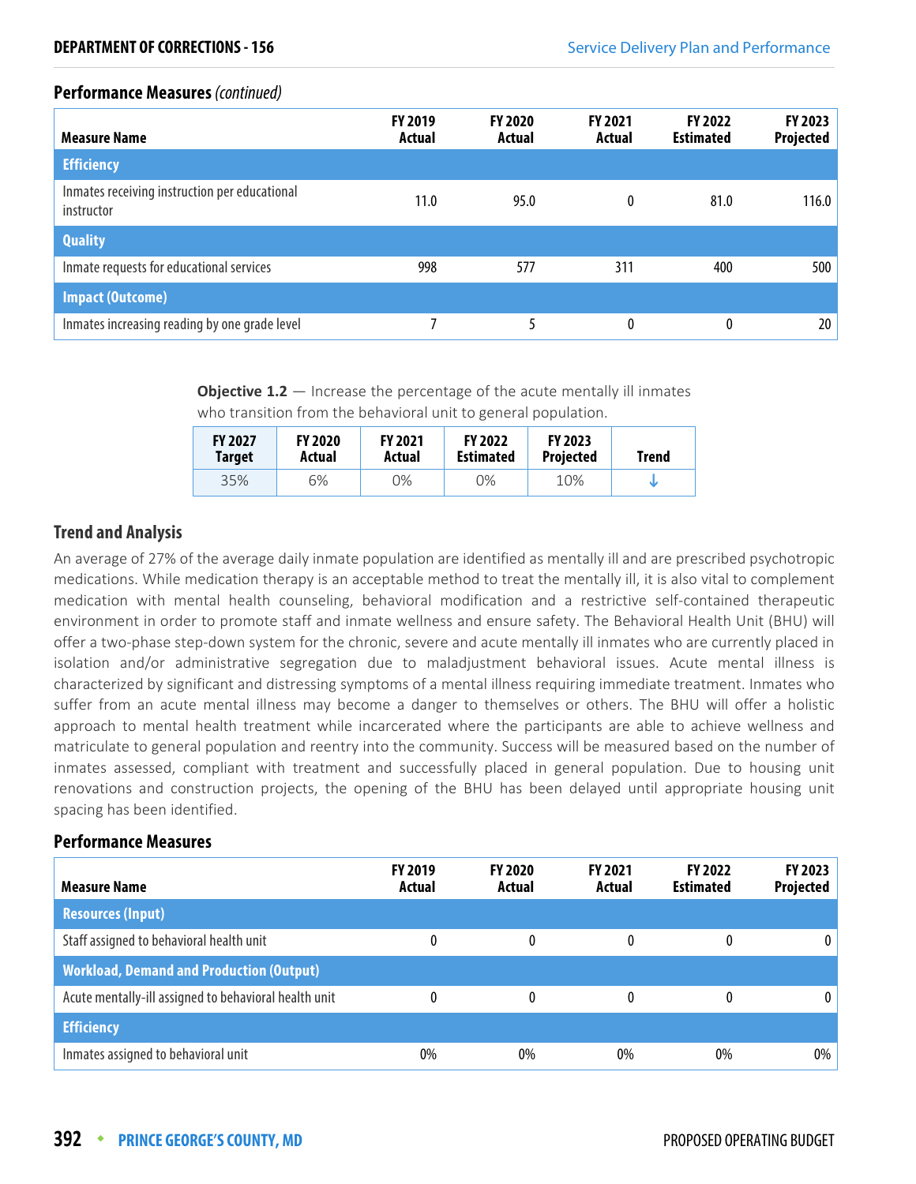## Performance Measures *(continued)*

| Measure Name | FY 2019 Actual | FY 2020 Actual | FY 2021 Actual | FY 2022 Estimated | FY 2023 Projected |
|---|---|---|---|---|---|
| **Efficiency** | | | | | |
| Inmates receiving instruction per educational instructor | 11.0 | 95.0 | 0 | 81.0 | 116.0 |
| **Quality** | | | | | |
| Inmate requests for educational services | 998 | 577 | 311 | 400 | 500 |
| **Impact (Outcome)** | | | | | |
| Inmates increasing reading by one grade level | 7 | 5 | 0 | 0 | 20 |

**Objective 1.2** — Increase the percentage of the acute mentally ill inmates who transition from the behavioral unit to general population.

| FY 2027 Target | FY 2020 Actual | FY 2021 Actual | FY 2022 Estimated | FY 2023 Projected | Trend |
|---|---|---|---|---|---|
| 35% | 6% | 0% | 0% | 10% | ↓ |

### Trend and Analysis

An average of 27% of the average daily inmate population are identified as mentally ill and are prescribed psychotropic medications. While medication therapy is an acceptable method to treat the mentally ill, it is also vital to complement medication with mental health counseling, behavioral modification and a restrictive self-contained therapeutic environment in order to promote staff and inmate wellness and ensure safety. The Behavioral Health Unit (BHU) will offer a two-phase step-down system for the chronic, severe and acute mentally ill inmates who are currently placed in isolation and/or administrative segregation due to maladjustment behavioral issues. Acute mental illness is characterized by significant and distressing symptoms of a mental illness requiring immediate treatment. Inmates who suffer from an acute mental illness may become a danger to themselves or others. The BHU will offer a holistic approach to mental health treatment while incarcerated where the participants are able to achieve wellness and matriculate to general population and reentry into the community. Success will be measured based on the number of inmates assessed, compliant with treatment and successfully placed in general population. Due to housing unit renovations and construction projects, the opening of the BHU has been delayed until appropriate housing unit spacing has been identified.

## Performance Measures

| Measure Name | FY 2019 Actual | FY 2020 Actual | FY 2021 Actual | FY 2022 Estimated | FY 2023 Projected |
|---|---|---|---|---|---|
| **Resources (Input)** | | | | | |
| Staff assigned to behavioral health unit | 0 | 0 | 0 | 0 | 0 |
| **Workload, Demand and Production (Output)** | | | | | |
| Acute mentally-ill assigned to behavioral health unit | 0 | 0 | 0 | 0 | 0 |
| **Efficiency** | | | | | |
| Inmates assigned to behavioral unit | 0% | 0% | 0% | 0% | 0% |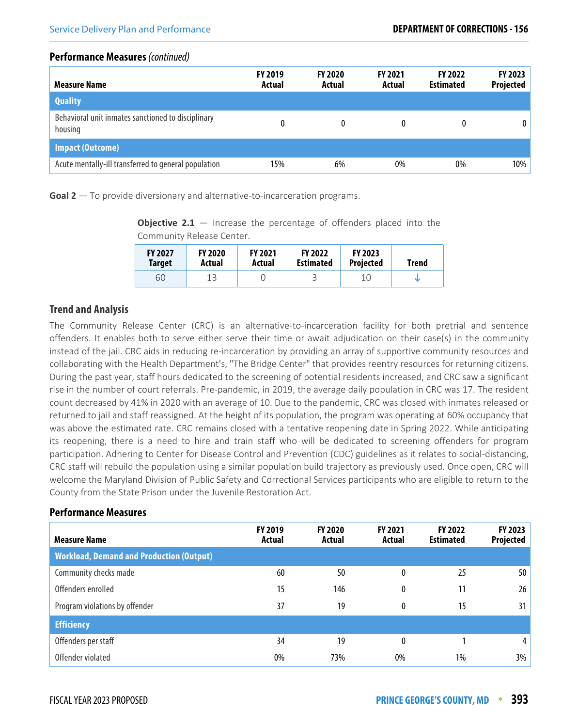### Performance Measures *(continued)*

| Measure Name | FY 2019 Actual | FY 2020 Actual | FY 2021 Actual | FY 2022 Estimated | FY 2023 Projected |
|---|---|---|---|---|---|
| **Quality** | | | | | |
| Behavioral unit inmates sanctioned to disciplinary housing | 0 | 0 | 0 | 0 | 0 |
| **Impact (Outcome)** | | | | | |
| Acute mentally-ill transferred to general population | 15% | 6% | 0% | 0% | 10% |

**Goal 2** — To provide diversionary and alternative-to-incarceration programs.

**Objective 2.1** — Increase the percentage of offenders placed into the Community Release Center.

| FY 2027 Target | FY 2020 Actual | FY 2021 Actual | FY 2022 Estimated | FY 2023 Projected | Trend |
|---|---|---|---|---|---|
| 60 | 13 | 0 | 3 | 10 | ↓ |

### Trend and Analysis

The Community Release Center (CRC) is an alternative-to-incarceration facility for both pretrial and sentence offenders. It enables both to serve either serve their time or await adjudication on their case(s) in the community instead of the jail. CRC aids in reducing re-incarceration by providing an array of supportive community resources and collaborating with the Health Department's, "The Bridge Center" that provides reentry resources for returning citizens. During the past year, staff hours dedicated to the screening of potential residents increased, and CRC saw a significant rise in the number of court referrals. Pre-pandemic, in 2019, the average daily population in CRC was 17. The resident count decreased by 41% in 2020 with an average of 10. Due to the pandemic, CRC was closed with inmates released or returned to jail and staff reassigned. At the height of its population, the program was operating at 60% occupancy that was above the estimated rate. CRC remains closed with a tentative reopening date in Spring 2022. While anticipating its reopening, there is a need to hire and train staff who will be dedicated to screening offenders for program participation. Adhering to Center for Disease Control and Prevention (CDC) guidelines as it relates to social-distancing, CRC staff will rebuild the population using a similar population build trajectory as previously used. Once open, CRC will welcome the Maryland Division of Public Safety and Correctional Services participants who are eligible to return to the County from the State Prison under the Juvenile Restoration Act.

### Performance Measures

| Measure Name | FY 2019 Actual | FY 2020 Actual | FY 2021 Actual | FY 2022 Estimated | FY 2023 Projected |
|---|---|---|---|---|---|
| **Workload, Demand and Production (Output)** | | | | | |
| Community checks made | 60 | 50 | 0 | 25 | 50 |
| Offenders enrolled | 15 | 146 | 0 | 11 | 26 |
| Program violations by offender | 37 | 19 | 0 | 15 | 31 |
| **Efficiency** | | | | | |
| Offenders per staff | 34 | 19 | 0 | 1 | 4 |
| Offender violated | 0% | 73% | 0% | 1% | 3% |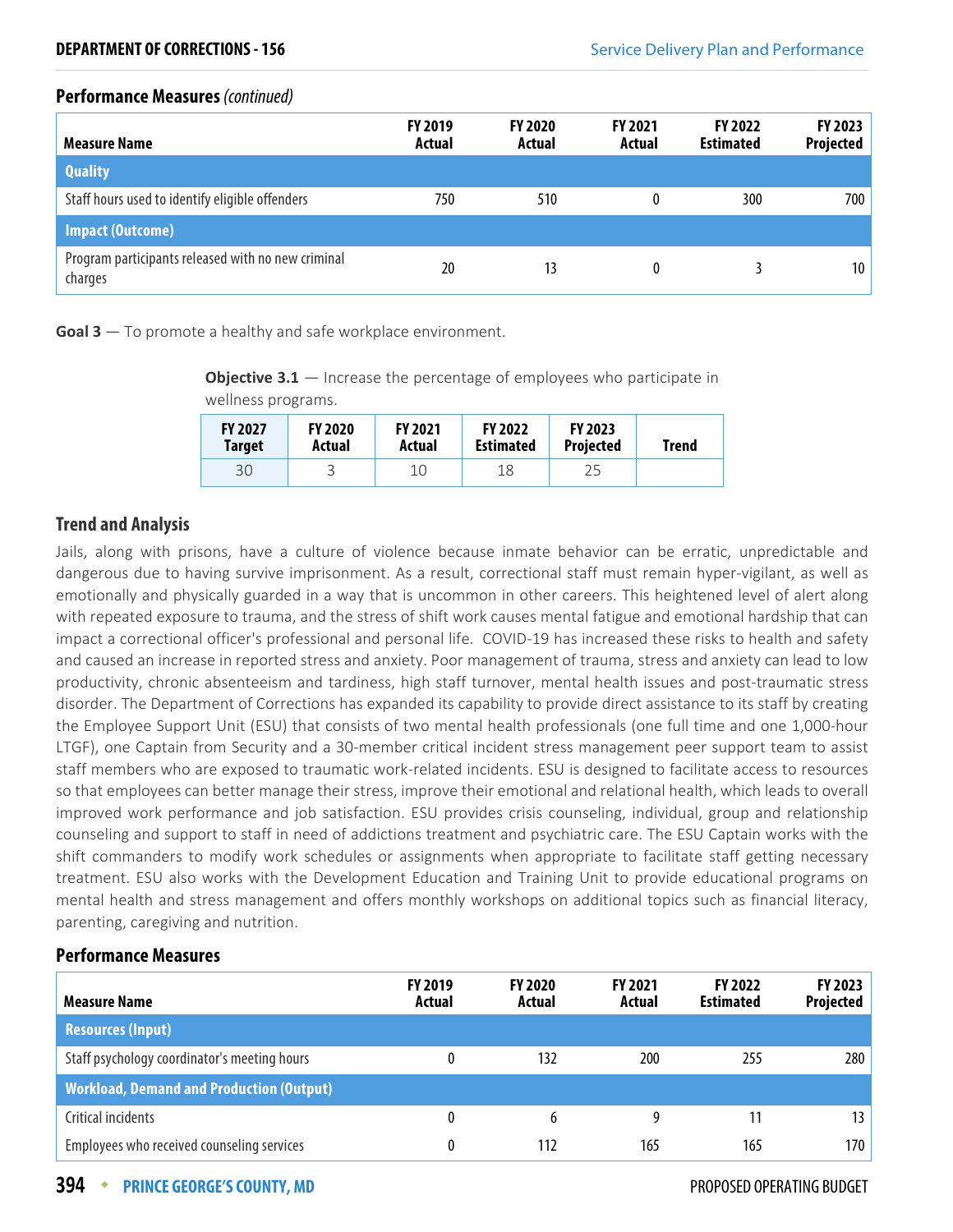### Performance Measures *(continued)*

| Measure Name | FY 2019 Actual | FY 2020 Actual | FY 2021 Actual | FY 2022 Estimated | FY 2023 Projected |
|---|---|---|---|---|---|
| **Quality** | | | | | |
| Staff hours used to identify eligible offenders | 750 | 510 | 0 | 300 | 700 |
| **Impact (Outcome)** | | | | | |
| Program participants released with no new criminal charges | 20 | 13 | 0 | 3 | 10 |

**Goal 3** — To promote a healthy and safe workplace environment.

**Objective 3.1** — Increase the percentage of employees who participate in wellness programs.

| FY 2027 Target | FY 2020 Actual | FY 2021 Actual | FY 2022 Estimated | FY 2023 Projected | Trend |
|---|---|---|---|---|---|
| 30 | 3 | 10 | 18 | 25 | |

### Trend and Analysis

Jails, along with prisons, have a culture of violence because inmate behavior can be erratic, unpredictable and dangerous due to having survive imprisonment. As a result, correctional staff must remain hyper-vigilant, as well as emotionally and physically guarded in a way that is uncommon in other careers. This heightened level of alert along with repeated exposure to trauma, and the stress of shift work causes mental fatigue and emotional hardship that can impact a correctional officer's professional and personal life. COVID-19 has increased these risks to health and safety and caused an increase in reported stress and anxiety. Poor management of trauma, stress and anxiety can lead to low productivity, chronic absenteeism and tardiness, high staff turnover, mental health issues and post-traumatic stress disorder. The Department of Corrections has expanded its capability to provide direct assistance to its staff by creating the Employee Support Unit (ESU) that consists of two mental health professionals (one full time and one 1,000-hour LTGF), one Captain from Security and a 30-member critical incident stress management peer support team to assist staff members who are exposed to traumatic work-related incidents. ESU is designed to facilitate access to resources so that employees can better manage their stress, improve their emotional and relational health, which leads to overall improved work performance and job satisfaction. ESU provides crisis counseling, individual, group and relationship counseling and support to staff in need of addictions treatment and psychiatric care. The ESU Captain works with the shift commanders to modify work schedules or assignments when appropriate to facilitate staff getting necessary treatment. ESU also works with the Development Education and Training Unit to provide educational programs on mental health and stress management and offers monthly workshops on additional topics such as financial literacy, parenting, caregiving and nutrition.

### Performance Measures

| Measure Name | FY 2019 Actual | FY 2020 Actual | FY 2021 Actual | FY 2022 Estimated | FY 2023 Projected |
|---|---|---|---|---|---|
| **Resources (Input)** | | | | | |
| Staff psychology coordinator's meeting hours | 0 | 132 | 200 | 255 | 280 |
| **Workload, Demand and Production (Output)** | | | | | |
| Critical incidents | 0 | 6 | 9 | 11 | 13 |
| Employees who received counseling services | 0 | 112 | 165 | 165 | 170 |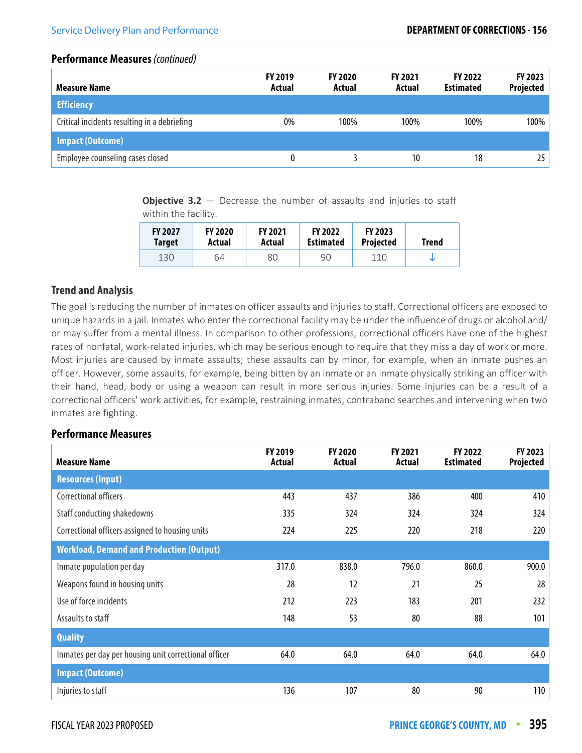### Performance Measures *(continued)*

| Measure Name | FY 2019 Actual | FY 2020 Actual | FY 2021 Actual | FY 2022 Estimated | FY 2023 Projected |
|---|---|---|---|---|---|
| **Efficiency** | | | | | |
| Critical incidents resulting in a debriefing | 0% | 100% | 100% | 100% | 100% |
| **Impact (Outcome)** | | | | | |
| Employee counseling cases closed | 0 | 3 | 10 | 18 | 25 |

**Objective 3.2** — Decrease the number of assaults and injuries to staff within the facility.

| FY 2027 Target | FY 2020 Actual | FY 2021 Actual | FY 2022 Estimated | FY 2023 Projected | Trend |
|---|---|---|---|---|---|
| 130 | 64 | 80 | 90 | 110 | ↓ |

### Trend and Analysis

The goal is reducing the number of inmates on officer assaults and injuries to staff. Correctional officers are exposed to unique hazards in a jail. Inmates who enter the correctional facility may be under the influence of drugs or alcohol and/or may suffer from a mental illness. In comparison to other professions, correctional officers have one of the highest rates of nonfatal, work-related injuries, which may be serious enough to require that they miss a day of work or more. Most injuries are caused by inmate assaults; these assaults can by minor, for example, when an inmate pushes an officer. However, some assaults, for example, being bitten by an inmate or an inmate physically striking an officer with their hand, head, body or using a weapon can result in more serious injuries. Some injuries can be a result of a correctional officers' work activities, for example, restraining inmates, contraband searches and intervening when two inmates are fighting.

### Performance Measures

| Measure Name | FY 2019 Actual | FY 2020 Actual | FY 2021 Actual | FY 2022 Estimated | FY 2023 Projected |
|---|---|---|---|---|---|
| **Resources (Input)** | | | | | |
| Correctional officers | 443 | 437 | 386 | 400 | 410 |
| Staff conducting shakedowns | 335 | 324 | 324 | 324 | 324 |
| Correctional officers assigned to housing units | 224 | 225 | 220 | 218 | 220 |
| **Workload, Demand and Production (Output)** | | | | | |
| Inmate population per day | 317.0 | 838.0 | 796.0 | 860.0 | 900.0 |
| Weapons found in housing units | 28 | 12 | 21 | 25 | 28 |
| Use of force incidents | 212 | 223 | 183 | 201 | 232 |
| Assaults to staff | 148 | 53 | 80 | 88 | 101 |
| **Quality** | | | | | |
| Inmates per day per housing unit correctional officer | 64.0 | 64.0 | 64.0 | 64.0 | 64.0 |
| **Impact (Outcome)** | | | | | |
| Injuries to staff | 136 | 107 | 80 | 90 | 110 |